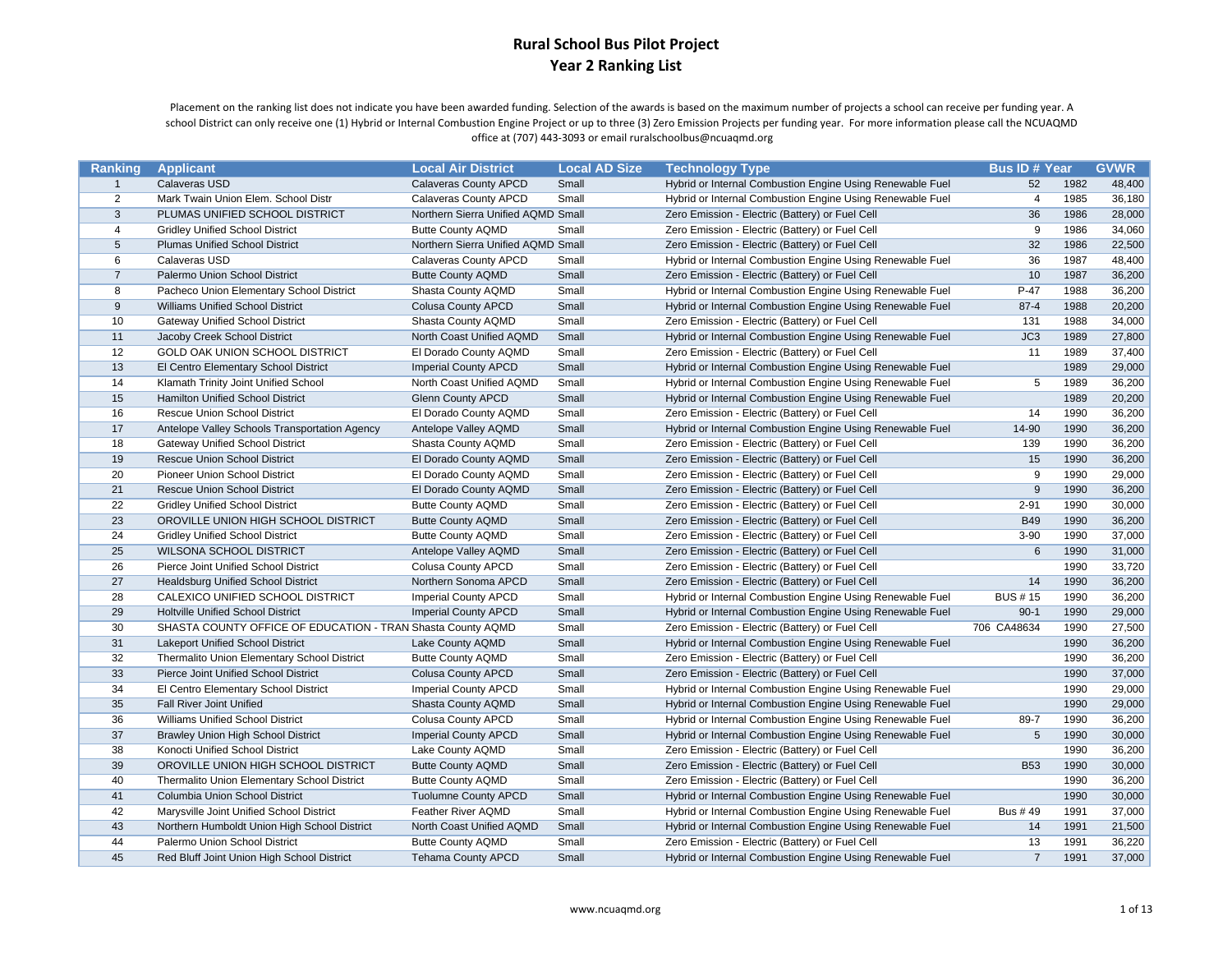# Rural School Bus Pilot Project
# Year 2 Ranking List

Placement on the ranking list does not indicate you have been awarded funding. Selection of the awards is based on the maximum number of projects a school can receive per funding year. A school District can only receive one (1) Hybrid or Internal Combustion Engine Project or up to three (3) Zero Emission Projects per funding year. For more information please call the NCUAQMD office at (707) 443-3093 or email ruralschoolbus@ncuaqmd.org

| Ranking | Applicant | Local Air District | Local AD Size | Technology Type | Bus ID # | Year | GVWR |
|---|---|---|---|---|---|---|---|
| 1 | Calaveras USD | Calaveras County APCD | Small | Hybrid or Internal Combustion Engine Using Renewable Fuel | 52 | 1982 | 48,400 |
| 2 | Mark Twain Union Elem. School Distr | Calaveras County APCD | Small | Hybrid or Internal Combustion Engine Using Renewable Fuel | 4 | 1985 | 36,180 |
| 3 | PLUMAS UNIFIED SCHOOL DISTRICT | Northern Sierra Unified AQMD | Small | Zero Emission - Electric (Battery) or Fuel Cell | 36 | 1986 | 28,000 |
| 4 | Gridley Unified School District | Butte County AQMD | Small | Zero Emission - Electric (Battery) or Fuel Cell | 9 | 1986 | 34,060 |
| 5 | Plumas Unified School District | Northern Sierra Unified AQMD | Small | Zero Emission - Electric (Battery) or Fuel Cell | 32 | 1986 | 22,500 |
| 6 | Calaveras USD | Calaveras County APCD | Small | Hybrid or Internal Combustion Engine Using Renewable Fuel | 36 | 1987 | 48,400 |
| 7 | Palermo Union School District | Butte County AQMD | Small | Zero Emission - Electric (Battery) or Fuel Cell | 10 | 1987 | 36,200 |
| 8 | Pacheco Union Elementary School District | Shasta County AQMD | Small | Hybrid or Internal Combustion Engine Using Renewable Fuel | P-47 | 1988 | 36,200 |
| 9 | Williams Unified School District | Colusa County APCD | Small | Hybrid or Internal Combustion Engine Using Renewable Fuel | 87-4 | 1988 | 20,200 |
| 10 | Gateway Unified School District | Shasta County AQMD | Small | Zero Emission - Electric (Battery) or Fuel Cell | 131 | 1988 | 34,000 |
| 11 | Jacoby Creek School District | North Coast Unified AQMD | Small | Hybrid or Internal Combustion Engine Using Renewable Fuel | JC3 | 1989 | 27,800 |
| 12 | GOLD OAK UNION SCHOOL DISTRICT | El Dorado County AQMD | Small | Zero Emission - Electric (Battery) or Fuel Cell | 11 | 1989 | 37,400 |
| 13 | El Centro Elementary School District | Imperial County APCD | Small | Hybrid or Internal Combustion Engine Using Renewable Fuel | | 1989 | 29,000 |
| 14 | Klamath Trinity Joint Unified School | North Coast Unified AQMD | Small | Hybrid or Internal Combustion Engine Using Renewable Fuel | 5 | 1989 | 36,200 |
| 15 | Hamilton Unified School District | Glenn County APCD | Small | Hybrid or Internal Combustion Engine Using Renewable Fuel | | 1989 | 20,200 |
| 16 | Rescue Union School District | El Dorado County AQMD | Small | Zero Emission - Electric (Battery) or Fuel Cell | 14 | 1990 | 36,200 |
| 17 | Antelope Valley Schools Transportation Agency | Antelope Valley AQMD | Small | Hybrid or Internal Combustion Engine Using Renewable Fuel | 14-90 | 1990 | 36,200 |
| 18 | Gateway Unified School District | Shasta County AQMD | Small | Zero Emission - Electric (Battery) or Fuel Cell | 139 | 1990 | 36,200 |
| 19 | Rescue Union School District | El Dorado County AQMD | Small | Zero Emission - Electric (Battery) or Fuel Cell | 15 | 1990 | 36,200 |
| 20 | Pioneer Union School District | El Dorado County AQMD | Small | Zero Emission - Electric (Battery) or Fuel Cell | 9 | 1990 | 29,000 |
| 21 | Rescue Union School District | El Dorado County AQMD | Small | Zero Emission - Electric (Battery) or Fuel Cell | 9 | 1990 | 36,200 |
| 22 | Gridley Unified School District | Butte County AQMD | Small | Zero Emission - Electric (Battery) or Fuel Cell | 2-91 | 1990 | 30,000 |
| 23 | OROVILLE UNION HIGH SCHOOL DISTRICT | Butte County AQMD | Small | Zero Emission - Electric (Battery) or Fuel Cell | B49 | 1990 | 36,200 |
| 24 | Gridley Unified School District | Butte County AQMD | Small | Zero Emission - Electric (Battery) or Fuel Cell | 3-90 | 1990 | 37,000 |
| 25 | WILSONA SCHOOL DISTRICT | Antelope Valley AQMD | Small | Zero Emission - Electric (Battery) or Fuel Cell | 6 | 1990 | 31,000 |
| 26 | Pierce Joint Unified School District | Colusa County APCD | Small | Zero Emission - Electric (Battery) or Fuel Cell | | 1990 | 33,720 |
| 27 | Healdsburg Unified School District | Northern Sonoma APCD | Small | Zero Emission - Electric (Battery) or Fuel Cell | 14 | 1990 | 36,200 |
| 28 | CALEXICO UNIFIED SCHOOL DISTRICT | Imperial County APCD | Small | Hybrid or Internal Combustion Engine Using Renewable Fuel | BUS # 15 | 1990 | 36,200 |
| 29 | Holtville Unified School District | Imperial County APCD | Small | Hybrid or Internal Combustion Engine Using Renewable Fuel | 90-1 | 1990 | 29,000 |
| 30 | SHASTA COUNTY OFFICE OF EDUCATION - TRAN | Shasta County AQMD | Small | Zero Emission - Electric (Battery) or Fuel Cell | 706 CA48634 | 1990 | 27,500 |
| 31 | Lakeport Unified School District | Lake County AQMD | Small | Hybrid or Internal Combustion Engine Using Renewable Fuel | | 1990 | 36,200 |
| 32 | Thermalito Union Elementary School District | Butte County AQMD | Small | Zero Emission - Electric (Battery) or Fuel Cell | | 1990 | 36,200 |
| 33 | Pierce Joint Unified School District | Colusa County APCD | Small | Zero Emission - Electric (Battery) or Fuel Cell | | 1990 | 37,000 |
| 34 | El Centro Elementary School District | Imperial County APCD | Small | Hybrid or Internal Combustion Engine Using Renewable Fuel | | 1990 | 29,000 |
| 35 | Fall River Joint Unified | Shasta County AQMD | Small | Hybrid or Internal Combustion Engine Using Renewable Fuel | | 1990 | 29,000 |
| 36 | Williams Unified School District | Colusa County APCD | Small | Hybrid or Internal Combustion Engine Using Renewable Fuel | 89-7 | 1990 | 36,200 |
| 37 | Brawley Union High School District | Imperial County APCD | Small | Hybrid or Internal Combustion Engine Using Renewable Fuel | 5 | 1990 | 30,000 |
| 38 | Konocti Unified School District | Lake County AQMD | Small | Zero Emission - Electric (Battery) or Fuel Cell | | 1990 | 36,200 |
| 39 | OROVILLE UNION HIGH SCHOOL DISTRICT | Butte County AQMD | Small | Zero Emission - Electric (Battery) or Fuel Cell | B53 | 1990 | 30,000 |
| 40 | Thermalito Union Elementary School District | Butte County AQMD | Small | Zero Emission - Electric (Battery) or Fuel Cell | | 1990 | 36,200 |
| 41 | Columbia Union School District | Tuolumne County APCD | Small | Hybrid or Internal Combustion Engine Using Renewable Fuel | | 1990 | 30,000 |
| 42 | Marysville Joint Unified School District | Feather River AQMD | Small | Hybrid or Internal Combustion Engine Using Renewable Fuel | Bus # 49 | 1991 | 37,000 |
| 43 | Northern Humboldt Union High School District | North Coast Unified AQMD | Small | Hybrid or Internal Combustion Engine Using Renewable Fuel | 14 | 1991 | 21,500 |
| 44 | Palermo Union School District | Butte County AQMD | Small | Zero Emission - Electric (Battery) or Fuel Cell | 13 | 1991 | 36,220 |
| 45 | Red Bluff Joint Union High School District | Tehama County APCD | Small | Hybrid or Internal Combustion Engine Using Renewable Fuel | 7 | 1991 | 37,000 |

www.ncuaqmd.org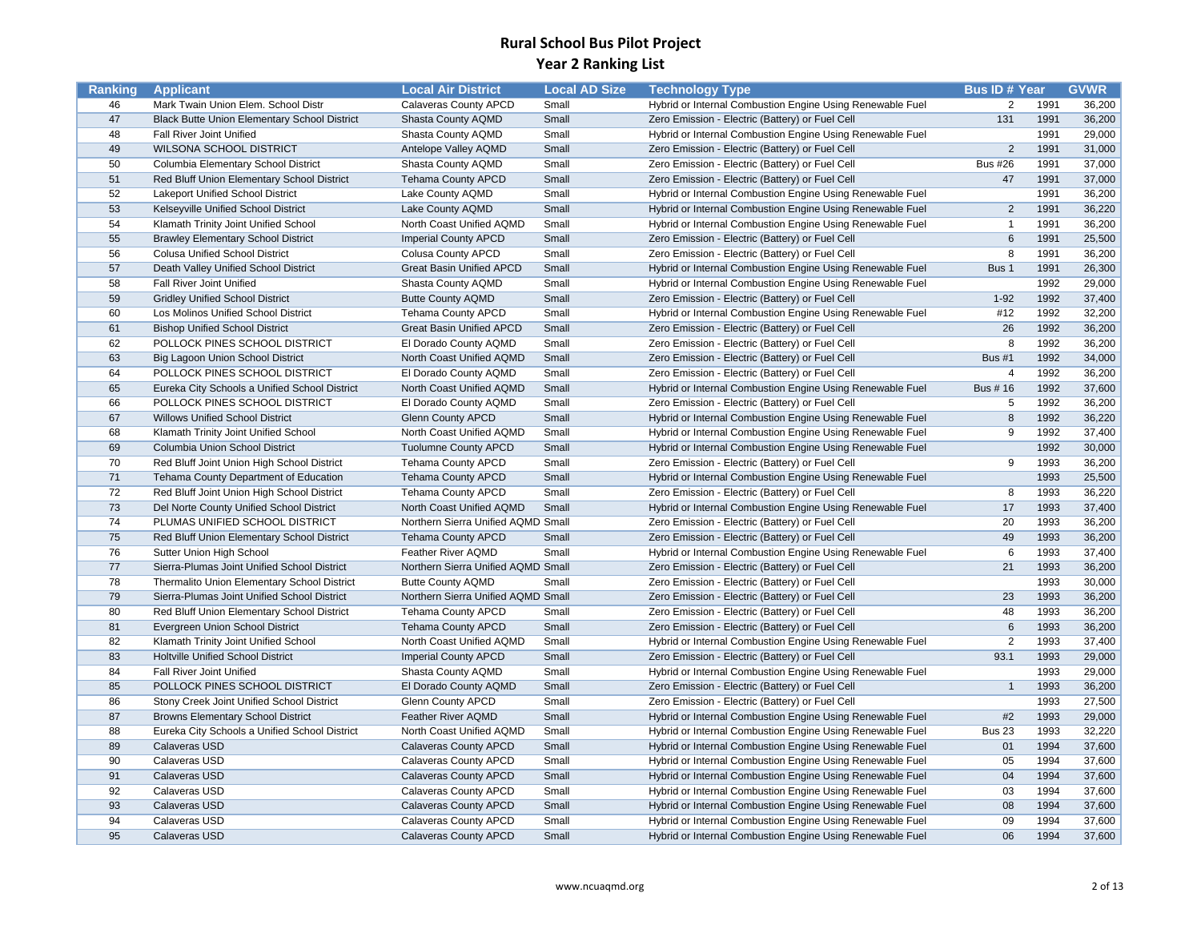# Rural School Bus Pilot Project

## Year 2 Ranking List

| Ranking | Applicant | Local Air District | Local AD Size | Technology Type | Bus ID # | Year | GVWR |
|---|---|---|---|---|---|---|---|
| 46 | Mark Twain Union Elem. School Distr | Calaveras County APCD | Small | Hybrid or Internal Combustion Engine Using Renewable Fuel | 2 | 1991 | 36,200 |
| 47 | Black Butte Union Elementary School District | Shasta County AQMD | Small | Zero Emission - Electric (Battery) or Fuel Cell | 131 | 1991 | 36,200 |
| 48 | Fall River Joint Unified | Shasta County AQMD | Small | Hybrid or Internal Combustion Engine Using Renewable Fuel | | 1991 | 29,000 |
| 49 | WILSONA SCHOOL DISTRICT | Antelope Valley AQMD | Small | Zero Emission - Electric (Battery) or Fuel Cell | 2 | 1991 | 31,000 |
| 50 | Columbia Elementary School District | Shasta County AQMD | Small | Zero Emission - Electric (Battery) or Fuel Cell | Bus #26 | 1991 | 37,000 |
| 51 | Red Bluff Union Elementary School District | Tehama County APCD | Small | Zero Emission - Electric (Battery) or Fuel Cell | 47 | 1991 | 37,000 |
| 52 | Lakeport Unified School District | Lake County AQMD | Small | Hybrid or Internal Combustion Engine Using Renewable Fuel | | 1991 | 36,200 |
| 53 | Kelseyville Unified School District | Lake County AQMD | Small | Hybrid or Internal Combustion Engine Using Renewable Fuel | 2 | 1991 | 36,220 |
| 54 | Klamath Trinity Joint Unified School | North Coast Unified AQMD | Small | Hybrid or Internal Combustion Engine Using Renewable Fuel | 1 | 1991 | 36,200 |
| 55 | Brawley Elementary School District | Imperial County APCD | Small | Zero Emission - Electric (Battery) or Fuel Cell | 6 | 1991 | 25,500 |
| 56 | Colusa Unified School District | Colusa County APCD | Small | Zero Emission - Electric (Battery) or Fuel Cell | 8 | 1991 | 36,200 |
| 57 | Death Valley Unified School District | Great Basin Unified APCD | Small | Hybrid or Internal Combustion Engine Using Renewable Fuel | Bus 1 | 1991 | 26,300 |
| 58 | Fall River Joint Unified | Shasta County AQMD | Small | Hybrid or Internal Combustion Engine Using Renewable Fuel | | 1992 | 29,000 |
| 59 | Gridley Unified School District | Butte County AQMD | Small | Zero Emission - Electric (Battery) or Fuel Cell | 1-92 | 1992 | 37,400 |
| 60 | Los Molinos Unified School District | Tehama County APCD | Small | Hybrid or Internal Combustion Engine Using Renewable Fuel | #12 | 1992 | 32,200 |
| 61 | Bishop Unified School District | Great Basin Unified APCD | Small | Zero Emission - Electric (Battery) or Fuel Cell | 26 | 1992 | 36,200 |
| 62 | POLLOCK PINES SCHOOL DISTRICT | El Dorado County AQMD | Small | Zero Emission - Electric (Battery) or Fuel Cell | 8 | 1992 | 36,200 |
| 63 | Big Lagoon Union School District | North Coast Unified AQMD | Small | Zero Emission - Electric (Battery) or Fuel Cell | Bus #1 | 1992 | 34,000 |
| 64 | POLLOCK PINES SCHOOL DISTRICT | El Dorado County AQMD | Small | Zero Emission - Electric (Battery) or Fuel Cell | 4 | 1992 | 36,200 |
| 65 | Eureka City Schools a Unified School District | North Coast Unified AQMD | Small | Hybrid or Internal Combustion Engine Using Renewable Fuel | Bus # 16 | 1992 | 37,600 |
| 66 | POLLOCK PINES SCHOOL DISTRICT | El Dorado County AQMD | Small | Zero Emission - Electric (Battery) or Fuel Cell | 5 | 1992 | 36,200 |
| 67 | Willows Unified School District | Glenn County APCD | Small | Hybrid or Internal Combustion Engine Using Renewable Fuel | 8 | 1992 | 36,220 |
| 68 | Klamath Trinity Joint Unified School | North Coast Unified AQMD | Small | Hybrid or Internal Combustion Engine Using Renewable Fuel | 9 | 1992 | 37,400 |
| 69 | Columbia Union School District | Tuolumne County APCD | Small | Hybrid or Internal Combustion Engine Using Renewable Fuel | | 1992 | 30,000 |
| 70 | Red Bluff Joint Union High School District | Tehama County APCD | Small | Zero Emission - Electric (Battery) or Fuel Cell | 9 | 1993 | 36,200 |
| 71 | Tehama County Department of Education | Tehama County APCD | Small | Hybrid or Internal Combustion Engine Using Renewable Fuel | | 1993 | 25,500 |
| 72 | Red Bluff Joint Union High School District | Tehama County APCD | Small | Zero Emission - Electric (Battery) or Fuel Cell | 8 | 1993 | 36,220 |
| 73 | Del Norte County Unified School District | North Coast Unified AQMD | Small | Hybrid or Internal Combustion Engine Using Renewable Fuel | 17 | 1993 | 37,400 |
| 74 | PLUMAS UNIFIED SCHOOL DISTRICT | Northern Sierra Unified AQMD | Small | Zero Emission - Electric (Battery) or Fuel Cell | 20 | 1993 | 36,200 |
| 75 | Red Bluff Union Elementary School District | Tehama County APCD | Small | Zero Emission - Electric (Battery) or Fuel Cell | 49 | 1993 | 36,200 |
| 76 | Sutter Union High School | Feather River AQMD | Small | Hybrid or Internal Combustion Engine Using Renewable Fuel | 6 | 1993 | 37,400 |
| 77 | Sierra-Plumas Joint Unified School District | Northern Sierra Unified AQMD | Small | Zero Emission - Electric (Battery) or Fuel Cell | 21 | 1993 | 36,200 |
| 78 | Thermalito Union Elementary School District | Butte County AQMD | Small | Zero Emission - Electric (Battery) or Fuel Cell | | 1993 | 30,000 |
| 79 | Sierra-Plumas Joint Unified School District | Northern Sierra Unified AQMD | Small | Zero Emission - Electric (Battery) or Fuel Cell | 23 | 1993 | 36,200 |
| 80 | Red Bluff Union Elementary School District | Tehama County APCD | Small | Zero Emission - Electric (Battery) or Fuel Cell | 48 | 1993 | 36,200 |
| 81 | Evergreen Union School District | Tehama County APCD | Small | Zero Emission - Electric (Battery) or Fuel Cell | 6 | 1993 | 36,200 |
| 82 | Klamath Trinity Joint Unified School | North Coast Unified AQMD | Small | Hybrid or Internal Combustion Engine Using Renewable Fuel | 2 | 1993 | 37,400 |
| 83 | Holtville Unified School District | Imperial County APCD | Small | Zero Emission - Electric (Battery) or Fuel Cell | 93.1 | 1993 | 29,000 |
| 84 | Fall River Joint Unified | Shasta County AQMD | Small | Hybrid or Internal Combustion Engine Using Renewable Fuel | | 1993 | 29,000 |
| 85 | POLLOCK PINES SCHOOL DISTRICT | El Dorado County AQMD | Small | Zero Emission - Electric (Battery) or Fuel Cell | 1 | 1993 | 36,200 |
| 86 | Stony Creek Joint Unified School District | Glenn County APCD | Small | Zero Emission - Electric (Battery) or Fuel Cell | | 1993 | 27,500 |
| 87 | Browns Elementary School District | Feather River AQMD | Small | Hybrid or Internal Combustion Engine Using Renewable Fuel | #2 | 1993 | 29,000 |
| 88 | Eureka City Schools a Unified School District | North Coast Unified AQMD | Small | Hybrid or Internal Combustion Engine Using Renewable Fuel | Bus 23 | 1993 | 32,220 |
| 89 | Calaveras USD | Calaveras County APCD | Small | Hybrid or Internal Combustion Engine Using Renewable Fuel | 01 | 1994 | 37,600 |
| 90 | Calaveras USD | Calaveras County APCD | Small | Hybrid or Internal Combustion Engine Using Renewable Fuel | 05 | 1994 | 37,600 |
| 91 | Calaveras USD | Calaveras County APCD | Small | Hybrid or Internal Combustion Engine Using Renewable Fuel | 04 | 1994 | 37,600 |
| 92 | Calaveras USD | Calaveras County APCD | Small | Hybrid or Internal Combustion Engine Using Renewable Fuel | 03 | 1994 | 37,600 |
| 93 | Calaveras USD | Calaveras County APCD | Small | Hybrid or Internal Combustion Engine Using Renewable Fuel | 08 | 1994 | 37,600 |
| 94 | Calaveras USD | Calaveras County APCD | Small | Hybrid or Internal Combustion Engine Using Renewable Fuel | 09 | 1994 | 37,600 |
| 95 | Calaveras USD | Calaveras County APCD | Small | Hybrid or Internal Combustion Engine Using Renewable Fuel | 06 | 1994 | 37,600 |

www.ncuaqmd.org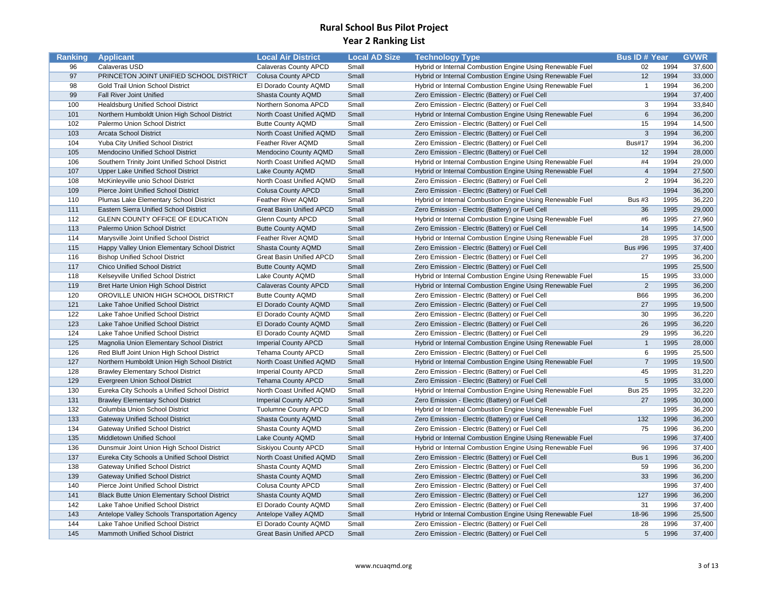# Rural School Bus Pilot Project
## Year 2 Ranking List

| Ranking | Applicant | Local Air District | Local AD Size | Technology Type | Bus ID # | Year | GVWR |
|---|---|---|---|---|---|---|---|
| 96 | Calaveras USD | Calaveras County APCD | Small | Hybrid or Internal Combustion Engine Using Renewable Fuel | 02 | 1994 | 37,600 |
| 97 | PRINCETON JOINT UNIFIED SCHOOL DISTRICT | Colusa County APCD | Small | Hybrid or Internal Combustion Engine Using Renewable Fuel | 12 | 1994 | 33,000 |
| 98 | Gold Trail Union School District | El Dorado County AQMD | Small | Hybrid or Internal Combustion Engine Using Renewable Fuel | 1 | 1994 | 36,200 |
| 99 | Fall River Joint Unified | Shasta County AQMD | Small | Zero Emission - Electric (Battery) or Fuel Cell | | 1994 | 37,400 |
| 100 | Healdsburg Unified School District | Northern Sonoma APCD | Small | Zero Emission - Electric (Battery) or Fuel Cell | 3 | 1994 | 33,840 |
| 101 | Northern Humboldt Union High School District | North Coast Unified AQMD | Small | Hybrid or Internal Combustion Engine Using Renewable Fuel | 6 | 1994 | 36,200 |
| 102 | Palermo Union School District | Butte County AQMD | Small | Zero Emission - Electric (Battery) or Fuel Cell | 15 | 1994 | 14,500 |
| 103 | Arcata School District | North Coast Unified AQMD | Small | Zero Emission - Electric (Battery) or Fuel Cell | 3 | 1994 | 36,200 |
| 104 | Yuba City Unified School District | Feather River AQMD | Small | Zero Emission - Electric (Battery) or Fuel Cell | Bus#17 | 1994 | 36,200 |
| 105 | Mendocino Unified School District | Mendocino County AQMD | Small | Zero Emission - Electric (Battery) or Fuel Cell | 12 | 1994 | 28,000 |
| 106 | Southern Trinity Joint Unified School District | North Coast Unified AQMD | Small | Hybrid or Internal Combustion Engine Using Renewable Fuel | #4 | 1994 | 29,000 |
| 107 | Upper Lake Unified School District | Lake County AQMD | Small | Hybrid or Internal Combustion Engine Using Renewable Fuel | 4 | 1994 | 27,500 |
| 108 | McKinleyville unio School District | North Coast Unified AQMD | Small | Zero Emission - Electric (Battery) or Fuel Cell | 2 | 1994 | 36,220 |
| 109 | Pierce Joint Unified School District | Colusa County APCD | Small | Zero Emission - Electric (Battery) or Fuel Cell | | 1994 | 36,200 |
| 110 | Plumas Lake Elementary School District | Feather River AQMD | Small | Hybrid or Internal Combustion Engine Using Renewable Fuel | Bus #3 | 1995 | 36,220 |
| 111 | Eastern Sierra Unified School District | Great Basin Unified APCD | Small | Zero Emission - Electric (Battery) or Fuel Cell | 36 | 1995 | 29,000 |
| 112 | GLENN COUNTY OFFICE OF EDUCATION | Glenn County APCD | Small | Hybrid or Internal Combustion Engine Using Renewable Fuel | #6 | 1995 | 27,960 |
| 113 | Palermo Union School District | Butte County AQMD | Small | Zero Emission - Electric (Battery) or Fuel Cell | 14 | 1995 | 14,500 |
| 114 | Marysville Joint Unified School District | Feather River AQMD | Small | Hybrid or Internal Combustion Engine Using Renewable Fuel | 28 | 1995 | 37,000 |
| 115 | Happy Valley Union Elementary School District | Shasta County AQMD | Small | Zero Emission - Electric (Battery) or Fuel Cell | Bus #96 | 1995 | 37,400 |
| 116 | Bishop Unified School District | Great Basin Unified APCD | Small | Zero Emission - Electric (Battery) or Fuel Cell | 27 | 1995 | 36,200 |
| 117 | Chico Unified School District | Butte County AQMD | Small | Zero Emission - Electric (Battery) or Fuel Cell | | 1995 | 25,500 |
| 118 | Kelseyville Unified School District | Lake County AQMD | Small | Hybrid or Internal Combustion Engine Using Renewable Fuel | 15 | 1995 | 33,000 |
| 119 | Bret Harte Union High School District | Calaveras County APCD | Small | Hybrid or Internal Combustion Engine Using Renewable Fuel | 2 | 1995 | 36,200 |
| 120 | OROVILLE UNION HIGH SCHOOL DISTRICT | Butte County AQMD | Small | Zero Emission - Electric (Battery) or Fuel Cell | B66 | 1995 | 36,200 |
| 121 | Lake Tahoe Unified School District | El Dorado County AQMD | Small | Zero Emission - Electric (Battery) or Fuel Cell | 27 | 1995 | 19,500 |
| 122 | Lake Tahoe Unified School District | El Dorado County AQMD | Small | Zero Emission - Electric (Battery) or Fuel Cell | 30 | 1995 | 36,220 |
| 123 | Lake Tahoe Unified School District | El Dorado County AQMD | Small | Zero Emission - Electric (Battery) or Fuel Cell | 26 | 1995 | 36,220 |
| 124 | Lake Tahoe Unified School District | El Dorado County AQMD | Small | Zero Emission - Electric (Battery) or Fuel Cell | 29 | 1995 | 36,220 |
| 125 | Magnolia Union Elementary School District | Imperial County APCD | Small | Hybrid or Internal Combustion Engine Using Renewable Fuel | 1 | 1995 | 28,000 |
| 126 | Red Bluff Joint Union High School District | Tehama County APCD | Small | Zero Emission - Electric (Battery) or Fuel Cell | 6 | 1995 | 25,500 |
| 127 | Northern Humboldt Union High School District | North Coast Unified AQMD | Small | Hybrid or Internal Combustion Engine Using Renewable Fuel | 7 | 1995 | 19,500 |
| 128 | Brawley Elementary School District | Imperial County APCD | Small | Zero Emission - Electric (Battery) or Fuel Cell | 45 | 1995 | 31,220 |
| 129 | Evergreen Union School District | Tehama County APCD | Small | Zero Emission - Electric (Battery) or Fuel Cell | 5 | 1995 | 33,000 |
| 130 | Eureka City Schools a Unified School District | North Coast Unified AQMD | Small | Hybrid or Internal Combustion Engine Using Renewable Fuel | Bus 25 | 1995 | 32,220 |
| 131 | Brawley Elementary School District | Imperial County APCD | Small | Zero Emission - Electric (Battery) or Fuel Cell | 27 | 1995 | 30,000 |
| 132 | Columbia Union School District | Tuolumne County APCD | Small | Hybrid or Internal Combustion Engine Using Renewable Fuel | | 1995 | 36,200 |
| 133 | Gateway Unified School District | Shasta County AQMD | Small | Zero Emission - Electric (Battery) or Fuel Cell | 132 | 1996 | 36,200 |
| 134 | Gateway Unified School District | Shasta County AQMD | Small | Zero Emission - Electric (Battery) or Fuel Cell | 75 | 1996 | 36,200 |
| 135 | Middletown Unified School | Lake County AQMD | Small | Hybrid or Internal Combustion Engine Using Renewable Fuel | | 1996 | 37,400 |
| 136 | Dunsmuir Joint Union High School District | Siskiyou County APCD | Small | Hybrid or Internal Combustion Engine Using Renewable Fuel | 96 | 1996 | 37,400 |
| 137 | Eureka City Schools a Unified School District | North Coast Unified AQMD | Small | Zero Emission - Electric (Battery) or Fuel Cell | Bus 1 | 1996 | 36,200 |
| 138 | Gateway Unified School District | Shasta County AQMD | Small | Zero Emission - Electric (Battery) or Fuel Cell | 59 | 1996 | 36,200 |
| 139 | Gateway Unified School District | Shasta County AQMD | Small | Zero Emission - Electric (Battery) or Fuel Cell | 33 | 1996 | 36,200 |
| 140 | Pierce Joint Unified School District | Colusa County APCD | Small | Zero Emission - Electric (Battery) or Fuel Cell | | 1996 | 37,400 |
| 141 | Black Butte Union Elementary School District | Shasta County AQMD | Small | Zero Emission - Electric (Battery) or Fuel Cell | 127 | 1996 | 36,200 |
| 142 | Lake Tahoe Unified School District | El Dorado County AQMD | Small | Zero Emission - Electric (Battery) or Fuel Cell | 31 | 1996 | 37,400 |
| 143 | Antelope Valley Schools Transportation Agency | Antelope Valley AQMD | Small | Hybrid or Internal Combustion Engine Using Renewable Fuel | 18-96 | 1996 | 25,500 |
| 144 | Lake Tahoe Unified School District | El Dorado County AQMD | Small | Zero Emission - Electric (Battery) or Fuel Cell | 28 | 1996 | 37,400 |
| 145 | Mammoth Unified School District | Great Basin Unified APCD | Small | Zero Emission - Electric (Battery) or Fuel Cell | 5 | 1996 | 37,400 |

www.ncuaqmd.org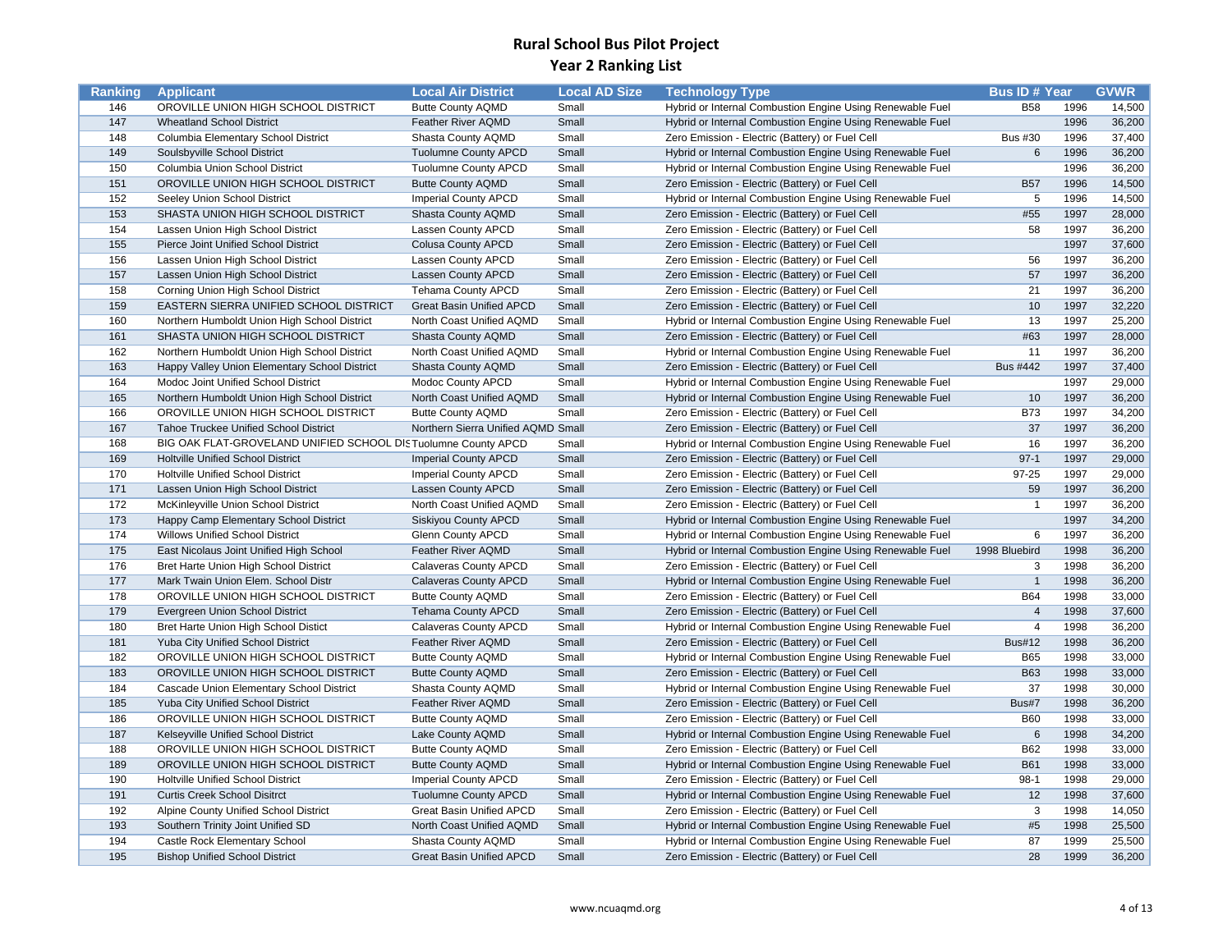# Rural School Bus Pilot Project

## Year 2 Ranking List

| Ranking | Applicant | Local Air District | Local AD Size | Technology Type | Bus ID # | Year | GVWR |
|---|---|---|---|---|---|---|---|
| 146 | OROVILLE UNION HIGH SCHOOL DISTRICT | Butte County AQMD | Small | Hybrid or Internal Combustion Engine Using Renewable Fuel | B58 | 1996 | 14,500 |
| 147 | Wheatland School District | Feather River AQMD | Small | Hybrid or Internal Combustion Engine Using Renewable Fuel | | 1996 | 36,200 |
| 148 | Columbia Elementary School District | Shasta County AQMD | Small | Zero Emission - Electric (Battery) or Fuel Cell | Bus #30 | 1996 | 37,400 |
| 149 | Soulsbyville School District | Tuolumne County APCD | Small | Hybrid or Internal Combustion Engine Using Renewable Fuel | 6 | 1996 | 36,200 |
| 150 | Columbia Union School District | Tuolumne County APCD | Small | Hybrid or Internal Combustion Engine Using Renewable Fuel | | 1996 | 36,200 |
| 151 | OROVILLE UNION HIGH SCHOOL DISTRICT | Butte County AQMD | Small | Zero Emission - Electric (Battery) or Fuel Cell | B57 | 1996 | 14,500 |
| 152 | Seeley Union School District | Imperial County APCD | Small | Hybrid or Internal Combustion Engine Using Renewable Fuel | 5 | 1996 | 14,500 |
| 153 | SHASTA UNION HIGH SCHOOL DISTRICT | Shasta County AQMD | Small | Zero Emission - Electric (Battery) or Fuel Cell | #55 | 1997 | 28,000 |
| 154 | Lassen Union High School District | Lassen County APCD | Small | Zero Emission - Electric (Battery) or Fuel Cell | 58 | 1997 | 36,200 |
| 155 | Pierce Joint Unified School District | Colusa County APCD | Small | Zero Emission - Electric (Battery) or Fuel Cell | | 1997 | 37,600 |
| 156 | Lassen Union High School District | Lassen County APCD | Small | Zero Emission - Electric (Battery) or Fuel Cell | 56 | 1997 | 36,200 |
| 157 | Lassen Union High School District | Lassen County APCD | Small | Zero Emission - Electric (Battery) or Fuel Cell | 57 | 1997 | 36,200 |
| 158 | Corning Union High School District | Tehama County APCD | Small | Zero Emission - Electric (Battery) or Fuel Cell | 21 | 1997 | 36,200 |
| 159 | EASTERN SIERRA UNIFIED SCHOOL DISTRICT | Great Basin Unified APCD | Small | Zero Emission - Electric (Battery) or Fuel Cell | 10 | 1997 | 32,220 |
| 160 | Northern Humboldt Union High School District | North Coast Unified AQMD | Small | Hybrid or Internal Combustion Engine Using Renewable Fuel | 13 | 1997 | 25,200 |
| 161 | SHASTA UNION HIGH SCHOOL DISTRICT | Shasta County AQMD | Small | Zero Emission - Electric (Battery) or Fuel Cell | #63 | 1997 | 28,000 |
| 162 | Northern Humboldt Union High School District | North Coast Unified AQMD | Small | Hybrid or Internal Combustion Engine Using Renewable Fuel | 11 | 1997 | 36,200 |
| 163 | Happy Valley Union Elementary School District | Shasta County AQMD | Small | Zero Emission - Electric (Battery) or Fuel Cell | Bus #442 | 1997 | 37,400 |
| 164 | Modoc Joint Unified School District | Modoc County APCD | Small | Hybrid or Internal Combustion Engine Using Renewable Fuel | | 1997 | 29,000 |
| 165 | Northern Humboldt Union High School District | North Coast Unified AQMD | Small | Hybrid or Internal Combustion Engine Using Renewable Fuel | 10 | 1997 | 36,200 |
| 166 | OROVILLE UNION HIGH SCHOOL DISTRICT | Butte County AQMD | Small | Zero Emission - Electric (Battery) or Fuel Cell | B73 | 1997 | 34,200 |
| 167 | Tahoe Truckee Unified School District | Northern Sierra Unified AQMD | Small | Zero Emission - Electric (Battery) or Fuel Cell | 37 | 1997 | 36,200 |
| 168 | BIG OAK FLAT-GROVELAND UNIFIED SCHOOL DIS | Tuolumne County APCD | Small | Hybrid or Internal Combustion Engine Using Renewable Fuel | 16 | 1997 | 36,200 |
| 169 | Holtville Unified School District | Imperial County APCD | Small | Zero Emission - Electric (Battery) or Fuel Cell | 97-1 | 1997 | 29,000 |
| 170 | Holtville Unified School District | Imperial County APCD | Small | Zero Emission - Electric (Battery) or Fuel Cell | 97-25 | 1997 | 29,000 |
| 171 | Lassen Union High School District | Lassen County APCD | Small | Zero Emission - Electric (Battery) or Fuel Cell | 59 | 1997 | 36,200 |
| 172 | McKinleyville Union School District | North Coast Unified AQMD | Small | Zero Emission - Electric (Battery) or Fuel Cell | 1 | 1997 | 36,200 |
| 173 | Happy Camp Elementary School District | Siskiyou County APCD | Small | Hybrid or Internal Combustion Engine Using Renewable Fuel | | 1997 | 34,200 |
| 174 | Willows Unified School District | Glenn County APCD | Small | Hybrid or Internal Combustion Engine Using Renewable Fuel | 6 | 1997 | 36,200 |
| 175 | East Nicolaus Joint Unified High School | Feather River AQMD | Small | Hybrid or Internal Combustion Engine Using Renewable Fuel | 1998 Bluebird | 1998 | 36,200 |
| 176 | Bret Harte Union High School District | Calaveras County APCD | Small | Zero Emission - Electric (Battery) or Fuel Cell | 3 | 1998 | 36,200 |
| 177 | Mark Twain Union Elem. School Distr | Calaveras County APCD | Small | Hybrid or Internal Combustion Engine Using Renewable Fuel | 1 | 1998 | 36,200 |
| 178 | OROVILLE UNION HIGH SCHOOL DISTRICT | Butte County AQMD | Small | Zero Emission - Electric (Battery) or Fuel Cell | B64 | 1998 | 33,000 |
| 179 | Evergreen Union School District | Tehama County APCD | Small | Zero Emission - Electric (Battery) or Fuel Cell | 4 | 1998 | 37,600 |
| 180 | Bret Harte Union High School Distict | Calaveras County APCD | Small | Hybrid or Internal Combustion Engine Using Renewable Fuel | 4 | 1998 | 36,200 |
| 181 | Yuba City Unified School District | Feather River AQMD | Small | Zero Emission - Electric (Battery) or Fuel Cell | Bus#12 | 1998 | 36,200 |
| 182 | OROVILLE UNION HIGH SCHOOL DISTRICT | Butte County AQMD | Small | Hybrid or Internal Combustion Engine Using Renewable Fuel | B65 | 1998 | 33,000 |
| 183 | OROVILLE UNION HIGH SCHOOL DISTRICT | Butte County AQMD | Small | Zero Emission - Electric (Battery) or Fuel Cell | B63 | 1998 | 33,000 |
| 184 | Cascade Union Elementary School District | Shasta County AQMD | Small | Hybrid or Internal Combustion Engine Using Renewable Fuel | 37 | 1998 | 30,000 |
| 185 | Yuba City Unified School District | Feather River AQMD | Small | Zero Emission - Electric (Battery) or Fuel Cell | Bus#7 | 1998 | 36,200 |
| 186 | OROVILLE UNION HIGH SCHOOL DISTRICT | Butte County AQMD | Small | Zero Emission - Electric (Battery) or Fuel Cell | B60 | 1998 | 33,000 |
| 187 | Kelseyville Unified School District | Lake County AQMD | Small | Hybrid or Internal Combustion Engine Using Renewable Fuel | 6 | 1998 | 34,200 |
| 188 | OROVILLE UNION HIGH SCHOOL DISTRICT | Butte County AQMD | Small | Zero Emission - Electric (Battery) or Fuel Cell | B62 | 1998 | 33,000 |
| 189 | OROVILLE UNION HIGH SCHOOL DISTRICT | Butte County AQMD | Small | Hybrid or Internal Combustion Engine Using Renewable Fuel | B61 | 1998 | 33,000 |
| 190 | Holtville Unified School District | Imperial County APCD | Small | Zero Emission - Electric (Battery) or Fuel Cell | 98-1 | 1998 | 29,000 |
| 191 | Curtis Creek School Disitrct | Tuolumne County APCD | Small | Hybrid or Internal Combustion Engine Using Renewable Fuel | 12 | 1998 | 37,600 |
| 192 | Alpine County Unified School District | Great Basin Unified APCD | Small | Zero Emission - Electric (Battery) or Fuel Cell | 3 | 1998 | 14,050 |
| 193 | Southern Trinity Joint Unified SD | North Coast Unified AQMD | Small | Hybrid or Internal Combustion Engine Using Renewable Fuel | #5 | 1998 | 25,500 |
| 194 | Castle Rock Elementary School | Shasta County AQMD | Small | Hybrid or Internal Combustion Engine Using Renewable Fuel | 87 | 1999 | 25,500 |
| 195 | Bishop Unified School District | Great Basin Unified APCD | Small | Zero Emission - Electric (Battery) or Fuel Cell | 28 | 1999 | 36,200 |

www.ncuaqmd.org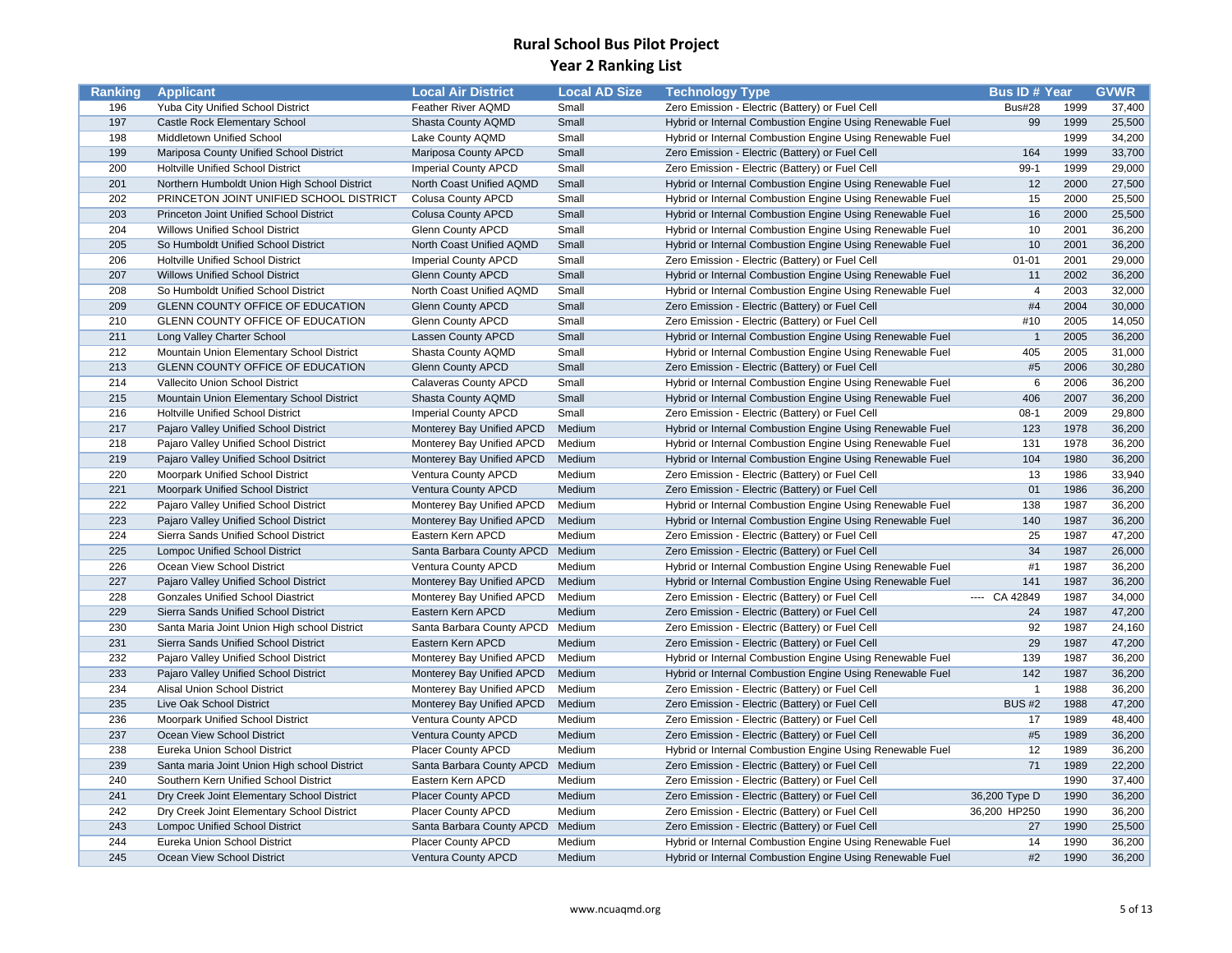# Rural School Bus Pilot Project

## Year 2 Ranking List

| Ranking | Applicant | Local Air District | Local AD Size | Technology Type | Bus ID # | Year | GVWR |
|---|---|---|---|---|---|---|---|
| 196 | Yuba City Unified School District | Feather River AQMD | Small | Zero Emission - Electric (Battery) or Fuel Cell | Bus#28 | 1999 | 37,400 |
| 197 | Castle Rock Elementary School | Shasta County AQMD | Small | Hybrid or Internal Combustion Engine Using Renewable Fuel | 99 | 1999 | 25,500 |
| 198 | Middletown Unified School | Lake County AQMD | Small | Hybrid or Internal Combustion Engine Using Renewable Fuel | | 1999 | 34,200 |
| 199 | Mariposa County Unified School District | Mariposa County APCD | Small | Zero Emission - Electric (Battery) or Fuel Cell | 164 | 1999 | 33,700 |
| 200 | Holtville Unified School District | Imperial County APCD | Small | Zero Emission - Electric (Battery) or Fuel Cell | 99-1 | 1999 | 29,000 |
| 201 | Northern Humboldt Union High School District | North Coast Unified AQMD | Small | Hybrid or Internal Combustion Engine Using Renewable Fuel | 12 | 2000 | 27,500 |
| 202 | PRINCETON JOINT UNIFIED SCHOOL DISTRICT | Colusa County APCD | Small | Hybrid or Internal Combustion Engine Using Renewable Fuel | 15 | 2000 | 25,500 |
| 203 | Princeton Joint Unified School District | Colusa County APCD | Small | Hybrid or Internal Combustion Engine Using Renewable Fuel | 16 | 2000 | 25,500 |
| 204 | Willows Unified School District | Glenn County APCD | Small | Hybrid or Internal Combustion Engine Using Renewable Fuel | 10 | 2001 | 36,200 |
| 205 | So Humboldt Unified School District | North Coast Unified AQMD | Small | Hybrid or Internal Combustion Engine Using Renewable Fuel | 10 | 2001 | 36,200 |
| 206 | Holtville Unified School District | Imperial County APCD | Small | Zero Emission - Electric (Battery) or Fuel Cell | 01-01 | 2001 | 29,000 |
| 207 | Willows Unified School District | Glenn County APCD | Small | Hybrid or Internal Combustion Engine Using Renewable Fuel | 11 | 2002 | 36,200 |
| 208 | So Humboldt Unified School District | North Coast Unified AQMD | Small | Hybrid or Internal Combustion Engine Using Renewable Fuel | 4 | 2003 | 32,000 |
| 209 | GLENN COUNTY OFFICE OF EDUCATION | Glenn County APCD | Small | Zero Emission - Electric (Battery) or Fuel Cell | #4 | 2004 | 30,000 |
| 210 | GLENN COUNTY OFFICE OF EDUCATION | Glenn County APCD | Small | Zero Emission - Electric (Battery) or Fuel Cell | #10 | 2005 | 14,050 |
| 211 | Long Valley Charter School | Lassen County APCD | Small | Hybrid or Internal Combustion Engine Using Renewable Fuel | 1 | 2005 | 36,200 |
| 212 | Mountain Union Elementary School District | Shasta County AQMD | Small | Hybrid or Internal Combustion Engine Using Renewable Fuel | 405 | 2005 | 31,000 |
| 213 | GLENN COUNTY OFFICE OF EDUCATION | Glenn County APCD | Small | Zero Emission - Electric (Battery) or Fuel Cell | #5 | 2006 | 30,280 |
| 214 | Vallecito Union School District | Calaveras County APCD | Small | Hybrid or Internal Combustion Engine Using Renewable Fuel | 6 | 2006 | 36,200 |
| 215 | Mountain Union Elementary School District | Shasta County AQMD | Small | Hybrid or Internal Combustion Engine Using Renewable Fuel | 406 | 2007 | 36,200 |
| 216 | Holtville Unified School District | Imperial County APCD | Small | Zero Emission - Electric (Battery) or Fuel Cell | 08-1 | 2009 | 29,800 |
| 217 | Pajaro Valley Unified School District | Monterey Bay Unified APCD | Medium | Hybrid or Internal Combustion Engine Using Renewable Fuel | 123 | 1978 | 36,200 |
| 218 | Pajaro Valley Unified School District | Monterey Bay Unified APCD | Medium | Hybrid or Internal Combustion Engine Using Renewable Fuel | 131 | 1978 | 36,200 |
| 219 | Pajaro Valley Unified School Dsitrict | Monterey Bay Unified APCD | Medium | Hybrid or Internal Combustion Engine Using Renewable Fuel | 104 | 1980 | 36,200 |
| 220 | Moorpark Unified School District | Ventura County APCD | Medium | Zero Emission - Electric (Battery) or Fuel Cell | 13 | 1986 | 33,940 |
| 221 | Moorpark Unified School District | Ventura County APCD | Medium | Zero Emission - Electric (Battery) or Fuel Cell | 01 | 1986 | 36,200 |
| 222 | Pajaro Valley Unified School District | Monterey Bay Unified APCD | Medium | Hybrid or Internal Combustion Engine Using Renewable Fuel | 138 | 1987 | 36,200 |
| 223 | Pajaro Valley Unified School District | Monterey Bay Unified APCD | Medium | Hybrid or Internal Combustion Engine Using Renewable Fuel | 140 | 1987 | 36,200 |
| 224 | Sierra Sands Unified School District | Eastern Kern APCD | Medium | Zero Emission - Electric (Battery) or Fuel Cell | 25 | 1987 | 47,200 |
| 225 | Lompoc Unified School District | Santa Barbara County APCD | Medium | Zero Emission - Electric (Battery) or Fuel Cell | 34 | 1987 | 26,000 |
| 226 | Ocean View School District | Ventura County APCD | Medium | Hybrid or Internal Combustion Engine Using Renewable Fuel | #1 | 1987 | 36,200 |
| 227 | Pajaro Valley Unified School District | Monterey Bay Unified APCD | Medium | Hybrid or Internal Combustion Engine Using Renewable Fuel | 141 | 1987 | 36,200 |
| 228 | Gonzales Unified School Diastrict | Monterey Bay Unified APCD | Medium | Zero Emission - Electric (Battery) or Fuel Cell | ---- CA 42849 | 1987 | 34,000 |
| 229 | Sierra Sands Unified School District | Eastern Kern APCD | Medium | Zero Emission - Electric (Battery) or Fuel Cell | 24 | 1987 | 47,200 |
| 230 | Santa Maria Joint Union High school District | Santa Barbara County APCD | Medium | Zero Emission - Electric (Battery) or Fuel Cell | 92 | 1987 | 24,160 |
| 231 | Sierra Sands Unified School District | Eastern Kern APCD | Medium | Zero Emission - Electric (Battery) or Fuel Cell | 29 | 1987 | 47,200 |
| 232 | Pajaro Valley Unified School District | Monterey Bay Unified APCD | Medium | Hybrid or Internal Combustion Engine Using Renewable Fuel | 139 | 1987 | 36,200 |
| 233 | Pajaro Valley Unified School District | Monterey Bay Unified APCD | Medium | Hybrid or Internal Combustion Engine Using Renewable Fuel | 142 | 1987 | 36,200 |
| 234 | Alisal Union School District | Monterey Bay Unified APCD | Medium | Zero Emission - Electric (Battery) or Fuel Cell | 1 | 1988 | 36,200 |
| 235 | Live Oak School District | Monterey Bay Unified APCD | Medium | Zero Emission - Electric (Battery) or Fuel Cell | BUS #2 | 1988 | 47,200 |
| 236 | Moorpark Unified School District | Ventura County APCD | Medium | Zero Emission - Electric (Battery) or Fuel Cell | 17 | 1989 | 48,400 |
| 237 | Ocean View School District | Ventura County APCD | Medium | Zero Emission - Electric (Battery) or Fuel Cell | #5 | 1989 | 36,200 |
| 238 | Eureka Union School District | Placer County APCD | Medium | Hybrid or Internal Combustion Engine Using Renewable Fuel | 12 | 1989 | 36,200 |
| 239 | Santa maria Joint Union High school District | Santa Barbara County APCD | Medium | Zero Emission - Electric (Battery) or Fuel Cell | 71 | 1989 | 22,200 |
| 240 | Southern Kern Unified School District | Eastern Kern APCD | Medium | Zero Emission - Electric (Battery) or Fuel Cell | | 1990 | 37,400 |
| 241 | Dry Creek Joint Elementary School District | Placer County APCD | Medium | Zero Emission - Electric (Battery) or Fuel Cell | 36,200 Type D | 1990 | 36,200 |
| 242 | Dry Creek Joint Elementary School District | Placer County APCD | Medium | Zero Emission - Electric (Battery) or Fuel Cell | 36,200 HP250 | 1990 | 36,200 |
| 243 | Lompoc Unified School District | Santa Barbara County APCD | Medium | Zero Emission - Electric (Battery) or Fuel Cell | 27 | 1990 | 25,500 |
| 244 | Eureka Union School District | Placer County APCD | Medium | Hybrid or Internal Combustion Engine Using Renewable Fuel | 14 | 1990 | 36,200 |
| 245 | Ocean View School District | Ventura County APCD | Medium | Hybrid or Internal Combustion Engine Using Renewable Fuel | #2 | 1990 | 36,200 |

www.ncuaqmd.org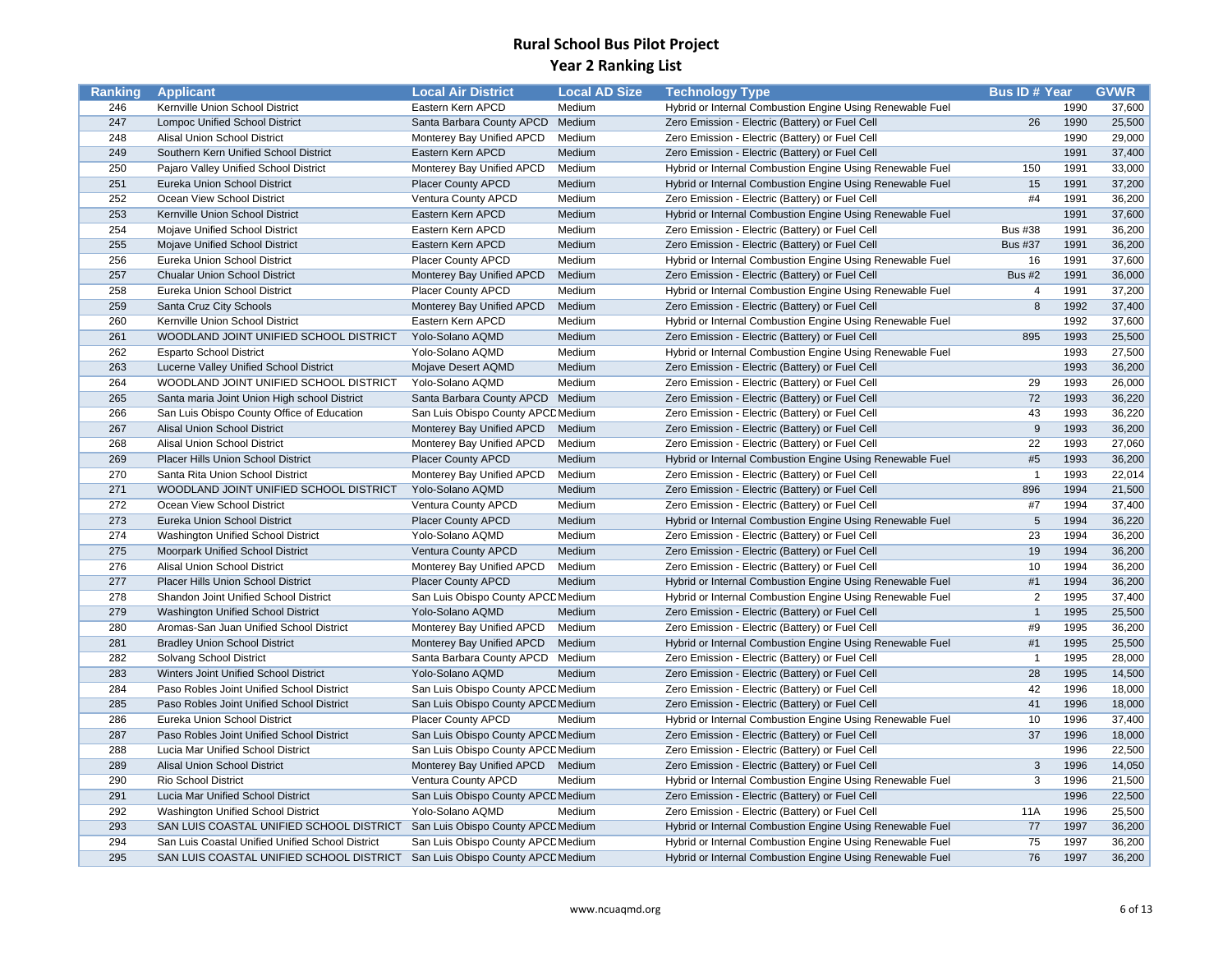# Rural School Bus Pilot Project

## Year 2 Ranking List

| Ranking | Applicant | Local Air District | Local AD Size | Technology Type | Bus ID # | Year | GVWR |
|---|---|---|---|---|---|---|---|
| 246 | Kernville Union School District | Eastern Kern APCD | Medium | Hybrid or Internal Combustion Engine Using Renewable Fuel | | 1990 | 37,600 |
| 247 | Lompoc Unified School District | Santa Barbara County APCD | Medium | Zero Emission - Electric (Battery) or Fuel Cell | 26 | 1990 | 25,500 |
| 248 | Alisal Union School District | Monterey Bay Unified APCD | Medium | Zero Emission - Electric (Battery) or Fuel Cell | | 1990 | 29,000 |
| 249 | Southern Kern Unified School District | Eastern Kern APCD | Medium | Zero Emission - Electric (Battery) or Fuel Cell | | 1991 | 37,400 |
| 250 | Pajaro Valley Unified School District | Monterey Bay Unified APCD | Medium | Hybrid or Internal Combustion Engine Using Renewable Fuel | 150 | 1991 | 33,000 |
| 251 | Eureka Union School District | Placer County APCD | Medium | Hybrid or Internal Combustion Engine Using Renewable Fuel | 15 | 1991 | 37,200 |
| 252 | Ocean View School District | Ventura County APCD | Medium | Zero Emission - Electric (Battery) or Fuel Cell | #4 | 1991 | 36,200 |
| 253 | Kernville Union School District | Eastern Kern APCD | Medium | Hybrid or Internal Combustion Engine Using Renewable Fuel | | 1991 | 37,600 |
| 254 | Mojave Unified School District | Eastern Kern APCD | Medium | Zero Emission - Electric (Battery) or Fuel Cell | Bus #38 | 1991 | 36,200 |
| 255 | Mojave Unified School District | Eastern Kern APCD | Medium | Zero Emission - Electric (Battery) or Fuel Cell | Bus #37 | 1991 | 36,200 |
| 256 | Eureka Union School District | Placer County APCD | Medium | Hybrid or Internal Combustion Engine Using Renewable Fuel | 16 | 1991 | 37,600 |
| 257 | Chualar Union School District | Monterey Bay Unified APCD | Medium | Zero Emission - Electric (Battery) or Fuel Cell | Bus #2 | 1991 | 36,000 |
| 258 | Eureka Union School District | Placer County APCD | Medium | Hybrid or Internal Combustion Engine Using Renewable Fuel | 4 | 1991 | 37,200 |
| 259 | Santa Cruz City Schools | Monterey Bay Unified APCD | Medium | Zero Emission - Electric (Battery) or Fuel Cell | 8 | 1992 | 37,400 |
| 260 | Kernville Union School District | Eastern Kern APCD | Medium | Hybrid or Internal Combustion Engine Using Renewable Fuel | | 1992 | 37,600 |
| 261 | WOODLAND JOINT UNIFIED SCHOOL DISTRICT | Yolo-Solano AQMD | Medium | Zero Emission - Electric (Battery) or Fuel Cell | 895 | 1993 | 25,500 |
| 262 | Esparto School District | Yolo-Solano AQMD | Medium | Hybrid or Internal Combustion Engine Using Renewable Fuel | | 1993 | 27,500 |
| 263 | Lucerne Valley Unified School District | Mojave Desert AQMD | Medium | Zero Emission - Electric (Battery) or Fuel Cell | | 1993 | 36,200 |
| 264 | WOODLAND JOINT UNIFIED SCHOOL DISTRICT | Yolo-Solano AQMD | Medium | Zero Emission - Electric (Battery) or Fuel Cell | 29 | 1993 | 26,000 |
| 265 | Santa maria Joint Union High school District | Santa Barbara County APCD | Medium | Zero Emission - Electric (Battery) or Fuel Cell | 72 | 1993 | 36,220 |
| 266 | San Luis Obispo County Office of Education | San Luis Obispo County APCD | Medium | Zero Emission - Electric (Battery) or Fuel Cell | 43 | 1993 | 36,220 |
| 267 | Alisal Union School District | Monterey Bay Unified APCD | Medium | Zero Emission - Electric (Battery) or Fuel Cell | 9 | 1993 | 36,200 |
| 268 | Alisal Union School District | Monterey Bay Unified APCD | Medium | Zero Emission - Electric (Battery) or Fuel Cell | 22 | 1993 | 27,060 |
| 269 | Placer Hills Union School District | Placer County APCD | Medium | Hybrid or Internal Combustion Engine Using Renewable Fuel | #5 | 1993 | 36,200 |
| 270 | Santa Rita Union School District | Monterey Bay Unified APCD | Medium | Zero Emission - Electric (Battery) or Fuel Cell | 1 | 1993 | 22,014 |
| 271 | WOODLAND JOINT UNIFIED SCHOOL DISTRICT | Yolo-Solano AQMD | Medium | Zero Emission - Electric (Battery) or Fuel Cell | 896 | 1994 | 21,500 |
| 272 | Ocean View School District | Ventura County APCD | Medium | Zero Emission - Electric (Battery) or Fuel Cell | #7 | 1994 | 37,400 |
| 273 | Eureka Union School District | Placer County APCD | Medium | Hybrid or Internal Combustion Engine Using Renewable Fuel | 5 | 1994 | 36,220 |
| 274 | Washington Unified School District | Yolo-Solano AQMD | Medium | Zero Emission - Electric (Battery) or Fuel Cell | 23 | 1994 | 36,200 |
| 275 | Moorpark Unified School District | Ventura County APCD | Medium | Zero Emission - Electric (Battery) or Fuel Cell | 19 | 1994 | 36,200 |
| 276 | Alisal Union School District | Monterey Bay Unified APCD | Medium | Zero Emission - Electric (Battery) or Fuel Cell | 10 | 1994 | 36,200 |
| 277 | Placer Hills Union School District | Placer County APCD | Medium | Hybrid or Internal Combustion Engine Using Renewable Fuel | #1 | 1994 | 36,200 |
| 278 | Shandon Joint Unified School District | San Luis Obispo County APCD | Medium | Hybrid or Internal Combustion Engine Using Renewable Fuel | 2 | 1995 | 37,400 |
| 279 | Washington Unified School District | Yolo-Solano AQMD | Medium | Zero Emission - Electric (Battery) or Fuel Cell | 1 | 1995 | 25,500 |
| 280 | Aromas-San Juan Unified School District | Monterey Bay Unified APCD | Medium | Zero Emission - Electric (Battery) or Fuel Cell | #9 | 1995 | 36,200 |
| 281 | Bradley Union School District | Monterey Bay Unified APCD | Medium | Hybrid or Internal Combustion Engine Using Renewable Fuel | #1 | 1995 | 25,500 |
| 282 | Solvang School District | Santa Barbara County APCD | Medium | Zero Emission - Electric (Battery) or Fuel Cell | 1 | 1995 | 28,000 |
| 283 | Winters Joint Unified School District | Yolo-Solano AQMD | Medium | Zero Emission - Electric (Battery) or Fuel Cell | 28 | 1995 | 14,500 |
| 284 | Paso Robles Joint Unified School District | San Luis Obispo County APCD | Medium | Zero Emission - Electric (Battery) or Fuel Cell | 42 | 1996 | 18,000 |
| 285 | Paso Robles Joint Unified School District | San Luis Obispo County APCD | Medium | Zero Emission - Electric (Battery) or Fuel Cell | 41 | 1996 | 18,000 |
| 286 | Eureka Union School District | Placer County APCD | Medium | Hybrid or Internal Combustion Engine Using Renewable Fuel | 10 | 1996 | 37,400 |
| 287 | Paso Robles Joint Unified School District | San Luis Obispo County APCD | Medium | Zero Emission - Electric (Battery) or Fuel Cell | 37 | 1996 | 18,000 |
| 288 | Lucia Mar Unified School District | San Luis Obispo County APCD | Medium | Zero Emission - Electric (Battery) or Fuel Cell | | 1996 | 22,500 |
| 289 | Alisal Union School District | Monterey Bay Unified APCD | Medium | Zero Emission - Electric (Battery) or Fuel Cell | 3 | 1996 | 14,050 |
| 290 | Rio School District | Ventura County APCD | Medium | Hybrid or Internal Combustion Engine Using Renewable Fuel | 3 | 1996 | 21,500 |
| 291 | Lucia Mar Unified School District | San Luis Obispo County APCD | Medium | Zero Emission - Electric (Battery) or Fuel Cell | | 1996 | 22,500 |
| 292 | Washington Unified School District | Yolo-Solano AQMD | Medium | Zero Emission - Electric (Battery) or Fuel Cell | 11A | 1996 | 25,500 |
| 293 | SAN LUIS COASTAL UNIFIED SCHOOL DISTRICT | San Luis Obispo County APCD | Medium | Hybrid or Internal Combustion Engine Using Renewable Fuel | 77 | 1997 | 36,200 |
| 294 | San Luis Coastal Unified Unified School District | San Luis Obispo County APCD | Medium | Hybrid or Internal Combustion Engine Using Renewable Fuel | 75 | 1997 | 36,200 |
| 295 | SAN LUIS COASTAL UNIFIED SCHOOL DISTRICT | San Luis Obispo County APCD | Medium | Hybrid or Internal Combustion Engine Using Renewable Fuel | 76 | 1997 | 36,200 |

www.ncuaqmd.org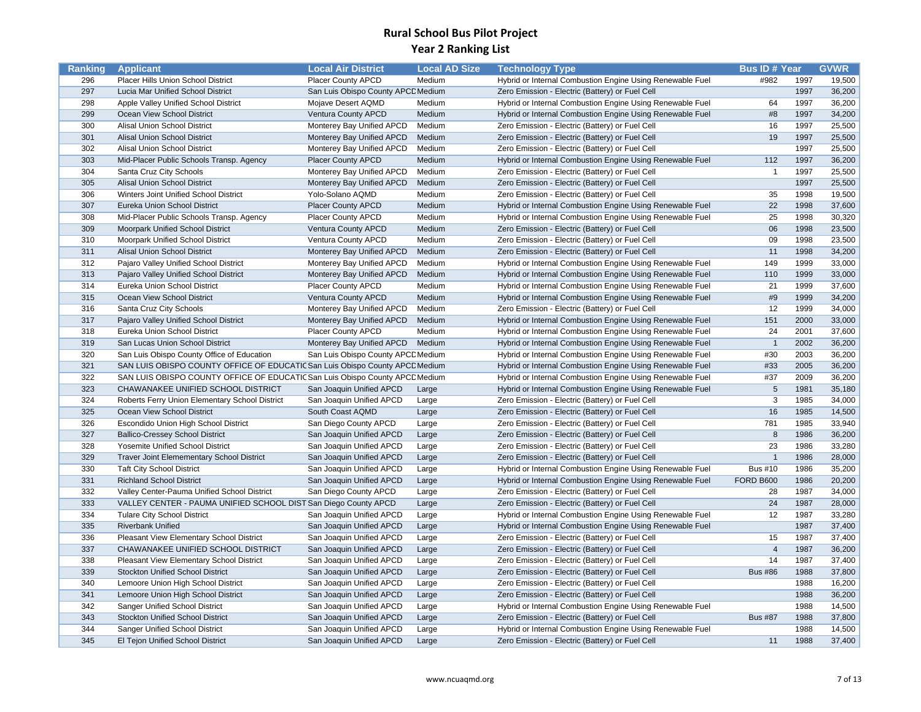# Rural School Bus Pilot Project

## Year 2 Ranking List

| Ranking | Applicant | Local Air District | Local AD Size | Technology Type | Bus ID # | Year | GVWR |
|---|---|---|---|---|---|---|---|
| 296 | Placer Hills Union School District | Placer County APCD | Medium | Hybrid or Internal Combustion Engine Using Renewable Fuel | #982 | 1997 | 19,500 |
| 297 | Lucia Mar Unified School District | San Luis Obispo County APCD | Medium | Zero Emission - Electric (Battery) or Fuel Cell | | 1997 | 36,200 |
| 298 | Apple Valley Unified School District | Mojave Desert AQMD | Medium | Hybrid or Internal Combustion Engine Using Renewable Fuel | 64 | 1997 | 36,200 |
| 299 | Ocean View School District | Ventura County APCD | Medium | Hybrid or Internal Combustion Engine Using Renewable Fuel | #8 | 1997 | 34,200 |
| 300 | Alisal Union School District | Monterey Bay Unified APCD | Medium | Zero Emission - Electric (Battery) or Fuel Cell | 16 | 1997 | 25,500 |
| 301 | Alisal Union School District | Monterey Bay Unified APCD | Medium | Zero Emission - Electric (Battery) or Fuel Cell | 19 | 1997 | 25,500 |
| 302 | Alisal Union School District | Monterey Bay Unified APCD | Medium | Zero Emission - Electric (Battery) or Fuel Cell | | 1997 | 25,500 |
| 303 | Mid-Placer Public Schools Transp. Agency | Placer County APCD | Medium | Hybrid or Internal Combustion Engine Using Renewable Fuel | 112 | 1997 | 36,200 |
| 304 | Santa Cruz City Schools | Monterey Bay Unified APCD | Medium | Zero Emission - Electric (Battery) or Fuel Cell | 1 | 1997 | 25,500 |
| 305 | Alisal Union School District | Monterey Bay Unified APCD | Medium | Zero Emission - Electric (Battery) or Fuel Cell | | 1997 | 25,500 |
| 306 | Winters Joint Unified School District | Yolo-Solano AQMD | Medium | Zero Emission - Electric (Battery) or Fuel Cell | 35 | 1998 | 19,500 |
| 307 | Eureka Union School District | Placer County APCD | Medium | Hybrid or Internal Combustion Engine Using Renewable Fuel | 22 | 1998 | 37,600 |
| 308 | Mid-Placer Public Schools Transp. Agency | Placer County APCD | Medium | Hybrid or Internal Combustion Engine Using Renewable Fuel | 25 | 1998 | 30,320 |
| 309 | Moorpark Unified School District | Ventura County APCD | Medium | Zero Emission - Electric (Battery) or Fuel Cell | 06 | 1998 | 23,500 |
| 310 | Moorpark Unified School District | Ventura County APCD | Medium | Zero Emission - Electric (Battery) or Fuel Cell | 09 | 1998 | 23,500 |
| 311 | Alisal Union School District | Monterey Bay Unified APCD | Medium | Zero Emission - Electric (Battery) or Fuel Cell | 11 | 1998 | 34,200 |
| 312 | Pajaro Valley Unified School District | Monterey Bay Unified APCD | Medium | Hybrid or Internal Combustion Engine Using Renewable Fuel | 149 | 1999 | 33,000 |
| 313 | Pajaro Valley Unified School District | Monterey Bay Unified APCD | Medium | Hybrid or Internal Combustion Engine Using Renewable Fuel | 110 | 1999 | 33,000 |
| 314 | Eureka Union School District | Placer County APCD | Medium | Hybrid or Internal Combustion Engine Using Renewable Fuel | 21 | 1999 | 37,600 |
| 315 | Ocean View School District | Ventura County APCD | Medium | Hybrid or Internal Combustion Engine Using Renewable Fuel | #9 | 1999 | 34,200 |
| 316 | Santa Cruz City Schools | Monterey Bay Unified APCD | Medium | Zero Emission - Electric (Battery) or Fuel Cell | 12 | 1999 | 34,000 |
| 317 | Pajaro Valley Unified School District | Monterey Bay Unified APCD | Medium | Hybrid or Internal Combustion Engine Using Renewable Fuel | 151 | 2000 | 33,000 |
| 318 | Eureka Union School District | Placer County APCD | Medium | Hybrid or Internal Combustion Engine Using Renewable Fuel | 24 | 2001 | 37,600 |
| 319 | San Lucas Union School District | Monterey Bay Unified APCD | Medium | Hybrid or Internal Combustion Engine Using Renewable Fuel | 1 | 2002 | 36,200 |
| 320 | San Luis Obispo County Office of Education | San Luis Obispo County APCD | Medium | Hybrid or Internal Combustion Engine Using Renewable Fuel | #30 | 2003 | 36,200 |
| 321 | SAN LUIS OBISPO COUNTY OFFICE OF EDUCATIC | San Luis Obispo County APCD | Medium | Hybrid or Internal Combustion Engine Using Renewable Fuel | #33 | 2005 | 36,200 |
| 322 | SAN LUIS OBISPO COUNTY OFFICE OF EDUCATIC | San Luis Obispo County APCD | Medium | Hybrid or Internal Combustion Engine Using Renewable Fuel | #37 | 2009 | 36,200 |
| 323 | CHAWANAKEE UNIFIED SCHOOL DISTRICT | San Joaquin Unified APCD | Large | Hybrid or Internal Combustion Engine Using Renewable Fuel | 5 | 1981 | 35,180 |
| 324 | Roberts Ferry Union Elementary School District | San Joaquin Unified APCD | Large | Zero Emission - Electric (Battery) or Fuel Cell | 3 | 1985 | 34,000 |
| 325 | Ocean View School District | South Coast AQMD | Large | Zero Emission - Electric (Battery) or Fuel Cell | 16 | 1985 | 14,500 |
| 326 | Escondido Union High School District | San Diego County APCD | Large | Zero Emission - Electric (Battery) or Fuel Cell | 781 | 1985 | 33,940 |
| 327 | Ballico-Cressey School District | San Joaquin Unified APCD | Large | Zero Emission - Electric (Battery) or Fuel Cell | 8 | 1986 | 36,200 |
| 328 | Yosemite Unified School District | San Joaquin Unified APCD | Large | Zero Emission - Electric (Battery) or Fuel Cell | 23 | 1986 | 33,280 |
| 329 | Traver Joint Elementary School District | San Joaquin Unified APCD | Large | Zero Emission - Electric (Battery) or Fuel Cell | 1 | 1986 | 28,000 |
| 330 | Taft City School District | San Joaquin Unified APCD | Large | Hybrid or Internal Combustion Engine Using Renewable Fuel | Bus #10 | 1986 | 35,200 |
| 331 | Richland School District | San Joaquin Unified APCD | Large | Hybrid or Internal Combustion Engine Using Renewable Fuel | FORD B600 | 1986 | 20,200 |
| 332 | Valley Center-Pauma Unified School District | San Diego County APCD | Large | Zero Emission - Electric (Battery) or Fuel Cell | 28 | 1987 | 34,000 |
| 333 | VALLEY CENTER - PAUMA UNIFIED SCHOOL DIST | San Diego County APCD | Large | Zero Emission - Electric (Battery) or Fuel Cell | 24 | 1987 | 28,000 |
| 334 | Tulare City School District | San Joaquin Unified APCD | Large | Hybrid or Internal Combustion Engine Using Renewable Fuel | 12 | 1987 | 33,280 |
| 335 | Riverbank Unified | San Joaquin Unified APCD | Large | Hybrid or Internal Combustion Engine Using Renewable Fuel | | 1987 | 37,400 |
| 336 | Pleasant View Elementary School District | San Joaquin Unified APCD | Large | Zero Emission - Electric (Battery) or Fuel Cell | 15 | 1987 | 37,400 |
| 337 | CHAWANAKEE UNIFIED SCHOOL DISTRICT | San Joaquin Unified APCD | Large | Zero Emission - Electric (Battery) or Fuel Cell | 4 | 1987 | 36,200 |
| 338 | Pleasant View Elementary School District | San Joaquin Unified APCD | Large | Zero Emission - Electric (Battery) or Fuel Cell | 14 | 1987 | 37,400 |
| 339 | Stockton Unified School District | San Joaquin Unified APCD | Large | Zero Emission - Electric (Battery) or Fuel Cell | Bus #86 | 1988 | 37,800 |
| 340 | Lemoore Union High School District | San Joaquin Unified APCD | Large | Zero Emission - Electric (Battery) or Fuel Cell | | 1988 | 16,200 |
| 341 | Lemoore Union High School District | San Joaquin Unified APCD | Large | Zero Emission - Electric (Battery) or Fuel Cell | | 1988 | 36,200 |
| 342 | Sanger Unified School District | San Joaquin Unified APCD | Large | Hybrid or Internal Combustion Engine Using Renewable Fuel | | 1988 | 14,500 |
| 343 | Stockton Unified School District | San Joaquin Unified APCD | Large | Zero Emission - Electric (Battery) or Fuel Cell | Bus #87 | 1988 | 37,800 |
| 344 | Sanger Unified School District | San Joaquin Unified APCD | Large | Hybrid or Internal Combustion Engine Using Renewable Fuel | | 1988 | 14,500 |
| 345 | El Tejon Unified School District | San Joaquin Unified APCD | Large | Zero Emission - Electric (Battery) or Fuel Cell | 11 | 1988 | 37,400 |

www.ncuaqmd.org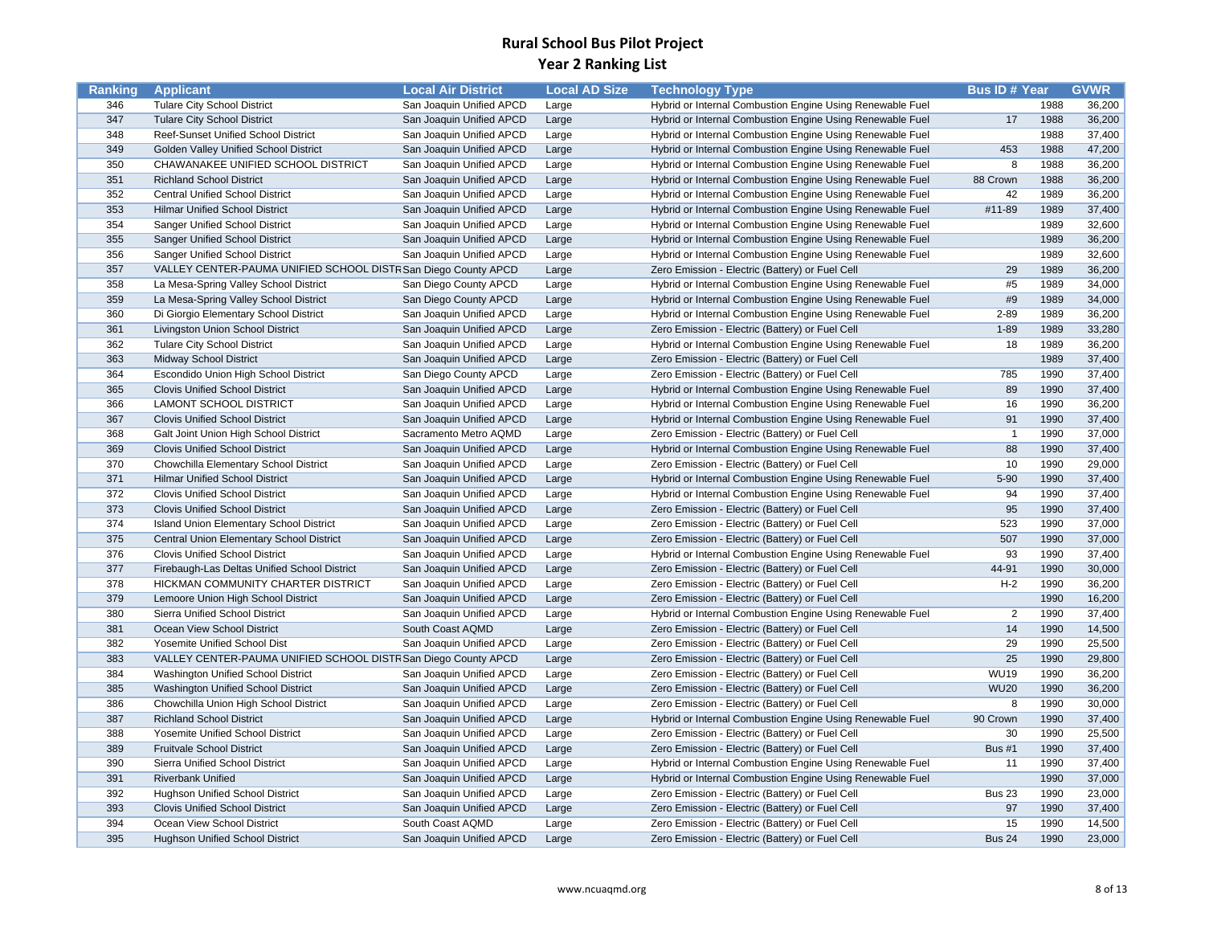# Rural School Bus Pilot Project
## Year 2 Ranking List

| Ranking | Applicant | Local Air District | Local AD Size | Technology Type | Bus ID # | Year | GVWR |
|---|---|---|---|---|---|---|---|
| 346 | Tulare City School District | San Joaquin Unified APCD | Large | Hybrid or Internal Combustion Engine Using Renewable Fuel | | 1988 | 36,200 |
| 347 | Tulare City School District | San Joaquin Unified APCD | Large | Hybrid or Internal Combustion Engine Using Renewable Fuel | 17 | 1988 | 36,200 |
| 348 | Reef-Sunset Unified School District | San Joaquin Unified APCD | Large | Hybrid or Internal Combustion Engine Using Renewable Fuel | | 1988 | 37,400 |
| 349 | Golden Valley Unified School District | San Joaquin Unified APCD | Large | Hybrid or Internal Combustion Engine Using Renewable Fuel | 453 | 1988 | 47,200 |
| 350 | CHAWANAKEE UNIFIED SCHOOL DISTRICT | San Joaquin Unified APCD | Large | Hybrid or Internal Combustion Engine Using Renewable Fuel | 8 | 1988 | 36,200 |
| 351 | Richland School District | San Joaquin Unified APCD | Large | Hybrid or Internal Combustion Engine Using Renewable Fuel | 88 Crown | 1988 | 36,200 |
| 352 | Central Unified School District | San Joaquin Unified APCD | Large | Hybrid or Internal Combustion Engine Using Renewable Fuel | 42 | 1989 | 36,200 |
| 353 | Hilmar Unified School District | San Joaquin Unified APCD | Large | Hybrid or Internal Combustion Engine Using Renewable Fuel | #11-89 | 1989 | 37,400 |
| 354 | Sanger Unified School District | San Joaquin Unified APCD | Large | Hybrid or Internal Combustion Engine Using Renewable Fuel | | 1989 | 32,600 |
| 355 | Sanger Unified School District | San Joaquin Unified APCD | Large | Hybrid or Internal Combustion Engine Using Renewable Fuel | | 1989 | 36,200 |
| 356 | Sanger Unified School District | San Joaquin Unified APCD | Large | Hybrid or Internal Combustion Engine Using Renewable Fuel | | 1989 | 32,600 |
| 357 | VALLEY CENTER-PAUMA UNIFIED SCHOOL DISTR | San Diego County APCD | Large | Zero Emission - Electric (Battery) or Fuel Cell | 29 | 1989 | 36,200 |
| 358 | La Mesa-Spring Valley School District | San Diego County APCD | Large | Hybrid or Internal Combustion Engine Using Renewable Fuel | #5 | 1989 | 34,000 |
| 359 | La Mesa-Spring Valley School District | San Diego County APCD | Large | Hybrid or Internal Combustion Engine Using Renewable Fuel | #9 | 1989 | 34,000 |
| 360 | Di Giorgio Elementary School District | San Joaquin Unified APCD | Large | Hybrid or Internal Combustion Engine Using Renewable Fuel | 2-89 | 1989 | 36,200 |
| 361 | Livingston Union School District | San Joaquin Unified APCD | Large | Zero Emission - Electric (Battery) or Fuel Cell | 1-89 | 1989 | 33,280 |
| 362 | Tulare City School District | San Joaquin Unified APCD | Large | Hybrid or Internal Combustion Engine Using Renewable Fuel | 18 | 1989 | 36,200 |
| 363 | Midway School District | San Joaquin Unified APCD | Large | Zero Emission - Electric (Battery) or Fuel Cell | | 1989 | 37,400 |
| 364 | Escondido Union High School District | San Diego County APCD | Large | Zero Emission - Electric (Battery) or Fuel Cell | 785 | 1990 | 37,400 |
| 365 | Clovis Unified School District | San Joaquin Unified APCD | Large | Hybrid or Internal Combustion Engine Using Renewable Fuel | 89 | 1990 | 37,400 |
| 366 | LAMONT SCHOOL DISTRICT | San Joaquin Unified APCD | Large | Hybrid or Internal Combustion Engine Using Renewable Fuel | 16 | 1990 | 36,200 |
| 367 | Clovis Unified School District | San Joaquin Unified APCD | Large | Hybrid or Internal Combustion Engine Using Renewable Fuel | 91 | 1990 | 37,400 |
| 368 | Galt Joint Union High School District | Sacramento Metro AQMD | Large | Zero Emission - Electric (Battery) or Fuel Cell | 1 | 1990 | 37,000 |
| 369 | Clovis Unified School District | San Joaquin Unified APCD | Large | Hybrid or Internal Combustion Engine Using Renewable Fuel | 88 | 1990 | 37,400 |
| 370 | Chowchilla Elementary School District | San Joaquin Unified APCD | Large | Zero Emission - Electric (Battery) or Fuel Cell | 10 | 1990 | 29,000 |
| 371 | Hilmar Unified School District | San Joaquin Unified APCD | Large | Hybrid or Internal Combustion Engine Using Renewable Fuel | 5-90 | 1990 | 37,400 |
| 372 | Clovis Unified School District | San Joaquin Unified APCD | Large | Hybrid or Internal Combustion Engine Using Renewable Fuel | 94 | 1990 | 37,400 |
| 373 | Clovis Unified School District | San Joaquin Unified APCD | Large | Zero Emission - Electric (Battery) or Fuel Cell | 95 | 1990 | 37,400 |
| 374 | Island Union Elementary School District | San Joaquin Unified APCD | Large | Zero Emission - Electric (Battery) or Fuel Cell | 523 | 1990 | 37,000 |
| 375 | Central Union Elementary School District | San Joaquin Unified APCD | Large | Zero Emission - Electric (Battery) or Fuel Cell | 507 | 1990 | 37,000 |
| 376 | Clovis Unified School District | San Joaquin Unified APCD | Large | Hybrid or Internal Combustion Engine Using Renewable Fuel | 93 | 1990 | 37,400 |
| 377 | Firebaugh-Las Deltas Unified School District | San Joaquin Unified APCD | Large | Zero Emission - Electric (Battery) or Fuel Cell | 44-91 | 1990 | 30,000 |
| 378 | HICKMAN COMMUNITY CHARTER DISTRICT | San Joaquin Unified APCD | Large | Zero Emission - Electric (Battery) or Fuel Cell | H-2 | 1990 | 36,200 |
| 379 | Lemoore Union High School District | San Joaquin Unified APCD | Large | Zero Emission - Electric (Battery) or Fuel Cell | | 1990 | 16,200 |
| 380 | Sierra Unified School District | San Joaquin Unified APCD | Large | Hybrid or Internal Combustion Engine Using Renewable Fuel | 2 | 1990 | 37,400 |
| 381 | Ocean View School District | South Coast AQMD | Large | Zero Emission - Electric (Battery) or Fuel Cell | 14 | 1990 | 14,500 |
| 382 | Yosemite Unified School Dist | San Joaquin Unified APCD | Large | Zero Emission - Electric (Battery) or Fuel Cell | 29 | 1990 | 25,500 |
| 383 | VALLEY CENTER-PAUMA UNIFIED SCHOOL DISTR | San Diego County APCD | Large | Zero Emission - Electric (Battery) or Fuel Cell | 25 | 1990 | 29,800 |
| 384 | Washington Unified School District | San Joaquin Unified APCD | Large | Zero Emission - Electric (Battery) or Fuel Cell | WU19 | 1990 | 36,200 |
| 385 | Washington Unified School District | San Joaquin Unified APCD | Large | Zero Emission - Electric (Battery) or Fuel Cell | WU20 | 1990 | 36,200 |
| 386 | Chowchilla Union High School District | San Joaquin Unified APCD | Large | Zero Emission - Electric (Battery) or Fuel Cell | 8 | 1990 | 30,000 |
| 387 | Richland School District | San Joaquin Unified APCD | Large | Hybrid or Internal Combustion Engine Using Renewable Fuel | 90 Crown | 1990 | 37,400 |
| 388 | Yosemite Unified School District | San Joaquin Unified APCD | Large | Zero Emission - Electric (Battery) or Fuel Cell | 30 | 1990 | 25,500 |
| 389 | Fruitvale School District | San Joaquin Unified APCD | Large | Zero Emission - Electric (Battery) or Fuel Cell | Bus #1 | 1990 | 37,400 |
| 390 | Sierra Unified School District | San Joaquin Unified APCD | Large | Hybrid or Internal Combustion Engine Using Renewable Fuel | 11 | 1990 | 37,400 |
| 391 | Riverbank Unified | San Joaquin Unified APCD | Large | Hybrid or Internal Combustion Engine Using Renewable Fuel | | 1990 | 37,000 |
| 392 | Hughson Unified School District | San Joaquin Unified APCD | Large | Zero Emission - Electric (Battery) or Fuel Cell | Bus 23 | 1990 | 23,000 |
| 393 | Clovis Unified School District | San Joaquin Unified APCD | Large | Zero Emission - Electric (Battery) or Fuel Cell | 97 | 1990 | 37,400 |
| 394 | Ocean View School District | South Coast AQMD | Large | Zero Emission - Electric (Battery) or Fuel Cell | 15 | 1990 | 14,500 |
| 395 | Hughson Unified School District | San Joaquin Unified APCD | Large | Zero Emission - Electric (Battery) or Fuel Cell | Bus 24 | 1990 | 23,000 |

www.ncuaqmd.org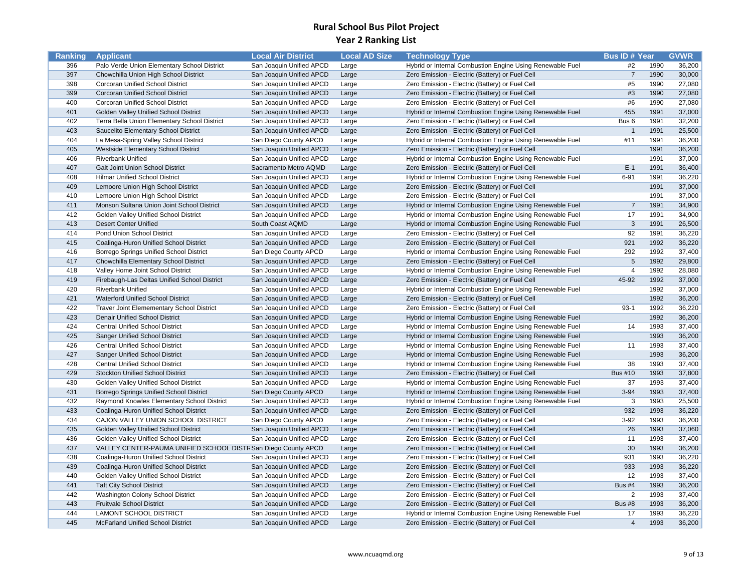# Rural School Bus Pilot Project

## Year 2 Ranking List

| Ranking | Applicant | Local Air District | Local AD Size | Technology Type | Bus ID # | Year | GVWR |
|---|---|---|---|---|---|---|---|
| 396 | Palo Verde Union Elementary School District | San Joaquin Unified APCD | Large | Hybrid or Internal Combustion Engine Using Renewable Fuel | #2 | 1990 | 36,200 |
| 397 | Chowchilla Union High School District | San Joaquin Unified APCD | Large | Zero Emission - Electric (Battery) or Fuel Cell | 7 | 1990 | 30,000 |
| 398 | Corcoran Unified School District | San Joaquin Unified APCD | Large | Zero Emission - Electric (Battery) or Fuel Cell | #5 | 1990 | 27,080 |
| 399 | Corcoran Unified School District | San Joaquin Unified APCD | Large | Zero Emission - Electric (Battery) or Fuel Cell | #3 | 1990 | 27,080 |
| 400 | Corcoran Unified School District | San Joaquin Unified APCD | Large | Zero Emission - Electric (Battery) or Fuel Cell | #6 | 1990 | 27,080 |
| 401 | Golden Valley Unified School District | San Joaquin Unified APCD | Large | Hybrid or Internal Combustion Engine Using Renewable Fuel | 455 | 1991 | 37,000 |
| 402 | Terra Bella Union Elementary School District | San Joaquin Unified APCD | Large | Zero Emission - Electric (Battery) or Fuel Cell | Bus 6 | 1991 | 32,200 |
| 403 | Saucelito Elementary School District | San Joaquin Unified APCD | Large | Zero Emission - Electric (Battery) or Fuel Cell | 1 | 1991 | 25,500 |
| 404 | La Mesa-Spring Valley School District | San Diego County APCD | Large | Hybrid or Internal Combustion Engine Using Renewable Fuel | #11 | 1991 | 36,200 |
| 405 | Westside Elementary School District | San Joaquin Unified APCD | Large | Zero Emission - Electric (Battery) or Fuel Cell | | 1991 | 36,200 |
| 406 | Riverbank Unified | San Joaquin Unified APCD | Large | Hybrid or Internal Combustion Engine Using Renewable Fuel | | 1991 | 37,000 |
| 407 | Galt Joint Union School District | Sacramento Metro AQMD | Large | Zero Emission - Electric (Battery) or Fuel Cell | E-1 | 1991 | 36,400 |
| 408 | Hilmar Unified School District | San Joaquin Unified APCD | Large | Hybrid or Internal Combustion Engine Using Renewable Fuel | 6-91 | 1991 | 36,220 |
| 409 | Lemoore Union High School District | San Joaquin Unified APCD | Large | Zero Emission - Electric (Battery) or Fuel Cell | | 1991 | 37,000 |
| 410 | Lemoore Union High School District | San Joaquin Unified APCD | Large | Zero Emission - Electric (Battery) or Fuel Cell | | 1991 | 37,000 |
| 411 | Monson Sultana Union Joint School District | San Joaquin Unified APCD | Large | Hybrid or Internal Combustion Engine Using Renewable Fuel | 7 | 1991 | 34,900 |
| 412 | Golden Valley Unified School District | San Joaquin Unified APCD | Large | Hybrid or Internal Combustion Engine Using Renewable Fuel | 17 | 1991 | 34,900 |
| 413 | Desert Center Unified | South Coast AQMD | Large | Hybrid or Internal Combustion Engine Using Renewable Fuel | 3 | 1991 | 26,500 |
| 414 | Pond Union School District | San Joaquin Unified APCD | Large | Zero Emission - Electric (Battery) or Fuel Cell | 92 | 1991 | 36,220 |
| 415 | Coalinga-Huron Unified School District | San Joaquin Unified APCD | Large | Zero Emission - Electric (Battery) or Fuel Cell | 921 | 1992 | 36,220 |
| 416 | Borrego Springs Unified School District | San Diego County APCD | Large | Hybrid or Internal Combustion Engine Using Renewable Fuel | 292 | 1992 | 37,400 |
| 417 | Chowchilla Elementary School District | San Joaquin Unified APCD | Large | Zero Emission - Electric (Battery) or Fuel Cell | 5 | 1992 | 29,800 |
| 418 | Valley Home Joint School District | San Joaquin Unified APCD | Large | Hybrid or Internal Combustion Engine Using Renewable Fuel | 4 | 1992 | 28,080 |
| 419 | Firebaugh-Las Deltas Unified School District | San Joaquin Unified APCD | Large | Zero Emission - Electric (Battery) or Fuel Cell | 45-92 | 1992 | 37,000 |
| 420 | Riverbank Unified | San Joaquin Unified APCD | Large | Hybrid or Internal Combustion Engine Using Renewable Fuel | | 1992 | 37,000 |
| 421 | Waterford Unified School District | San Joaquin Unified APCD | Large | Zero Emission - Electric (Battery) or Fuel Cell | | 1992 | 36,200 |
| 422 | Traver Joint Elemementary School District | San Joaquin Unified APCD | Large | Zero Emission - Electric (Battery) or Fuel Cell | 93-1 | 1992 | 36,220 |
| 423 | Denair Unified School District | San Joaquin Unified APCD | Large | Hybrid or Internal Combustion Engine Using Renewable Fuel | | 1992 | 36,200 |
| 424 | Central Unified School District | San Joaquin Unified APCD | Large | Hybrid or Internal Combustion Engine Using Renewable Fuel | 14 | 1993 | 37,400 |
| 425 | Sanger Unified School District | San Joaquin Unified APCD | Large | Hybrid or Internal Combustion Engine Using Renewable Fuel | | 1993 | 36,200 |
| 426 | Central Unified School District | San Joaquin Unified APCD | Large | Hybrid or Internal Combustion Engine Using Renewable Fuel | 11 | 1993 | 37,400 |
| 427 | Sanger Unified School District | San Joaquin Unified APCD | Large | Hybrid or Internal Combustion Engine Using Renewable Fuel | | 1993 | 36,200 |
| 428 | Central Unified School District | San Joaquin Unified APCD | Large | Hybrid or Internal Combustion Engine Using Renewable Fuel | 38 | 1993 | 37,400 |
| 429 | Stockton Unified School District | San Joaquin Unified APCD | Large | Zero Emission - Electric (Battery) or Fuel Cell | Bus #10 | 1993 | 37,800 |
| 430 | Golden Valley Unified School District | San Joaquin Unified APCD | Large | Hybrid or Internal Combustion Engine Using Renewable Fuel | 37 | 1993 | 37,400 |
| 431 | Borrego Springs Unified School District | San Diego County APCD | Large | Hybrid or Internal Combustion Engine Using Renewable Fuel | 3-94 | 1993 | 37,400 |
| 432 | Raymond Knowles Elementary School District | San Joaquin Unified APCD | Large | Hybrid or Internal Combustion Engine Using Renewable Fuel | 3 | 1993 | 25,500 |
| 433 | Coalinga-Huron Unified School District | San Joaquin Unified APCD | Large | Zero Emission - Electric (Battery) or Fuel Cell | 932 | 1993 | 36,220 |
| 434 | CAJON VALLEY UNION SCHOOL DISTRICT | San Diego County APCD | Large | Zero Emission - Electric (Battery) or Fuel Cell | 3-92 | 1993 | 36,200 |
| 435 | Golden Valley Unified School District | San Joaquin Unified APCD | Large | Zero Emission - Electric (Battery) or Fuel Cell | 26 | 1993 | 37,060 |
| 436 | Golden Valley Unified School District | San Joaquin Unified APCD | Large | Zero Emission - Electric (Battery) or Fuel Cell | 11 | 1993 | 37,400 |
| 437 | VALLEY CENTER-PAUMA UNIFIED SCHOOL DISTR | San Diego County APCD | Large | Zero Emission - Electric (Battery) or Fuel Cell | 30 | 1993 | 36,200 |
| 438 | Coalinga-Huron Unified School District | San Joaquin Unified APCD | Large | Zero Emission - Electric (Battery) or Fuel Cell | 931 | 1993 | 36,220 |
| 439 | Coalinga-Huron Unified School District | San Joaquin Unified APCD | Large | Zero Emission - Electric (Battery) or Fuel Cell | 933 | 1993 | 36,220 |
| 440 | Golden Valley Unified School District | San Joaquin Unified APCD | Large | Zero Emission - Electric (Battery) or Fuel Cell | 12 | 1993 | 37,400 |
| 441 | Taft City School District | San Joaquin Unified APCD | Large | Zero Emission - Electric (Battery) or Fuel Cell | Bus #4 | 1993 | 36,200 |
| 442 | Washington Colony School District | San Joaquin Unified APCD | Large | Zero Emission - Electric (Battery) or Fuel Cell | 2 | 1993 | 37,400 |
| 443 | Fruitvale School District | San Joaquin Unified APCD | Large | Zero Emission - Electric (Battery) or Fuel Cell | Bus #8 | 1993 | 36,200 |
| 444 | LAMONT SCHOOL DISTRICT | San Joaquin Unified APCD | Large | Hybrid or Internal Combustion Engine Using Renewable Fuel | 17 | 1993 | 36,220 |
| 445 | McFarland Unified School District | San Joaquin Unified APCD | Large | Zero Emission - Electric (Battery) or Fuel Cell | 4 | 1993 | 36,200 |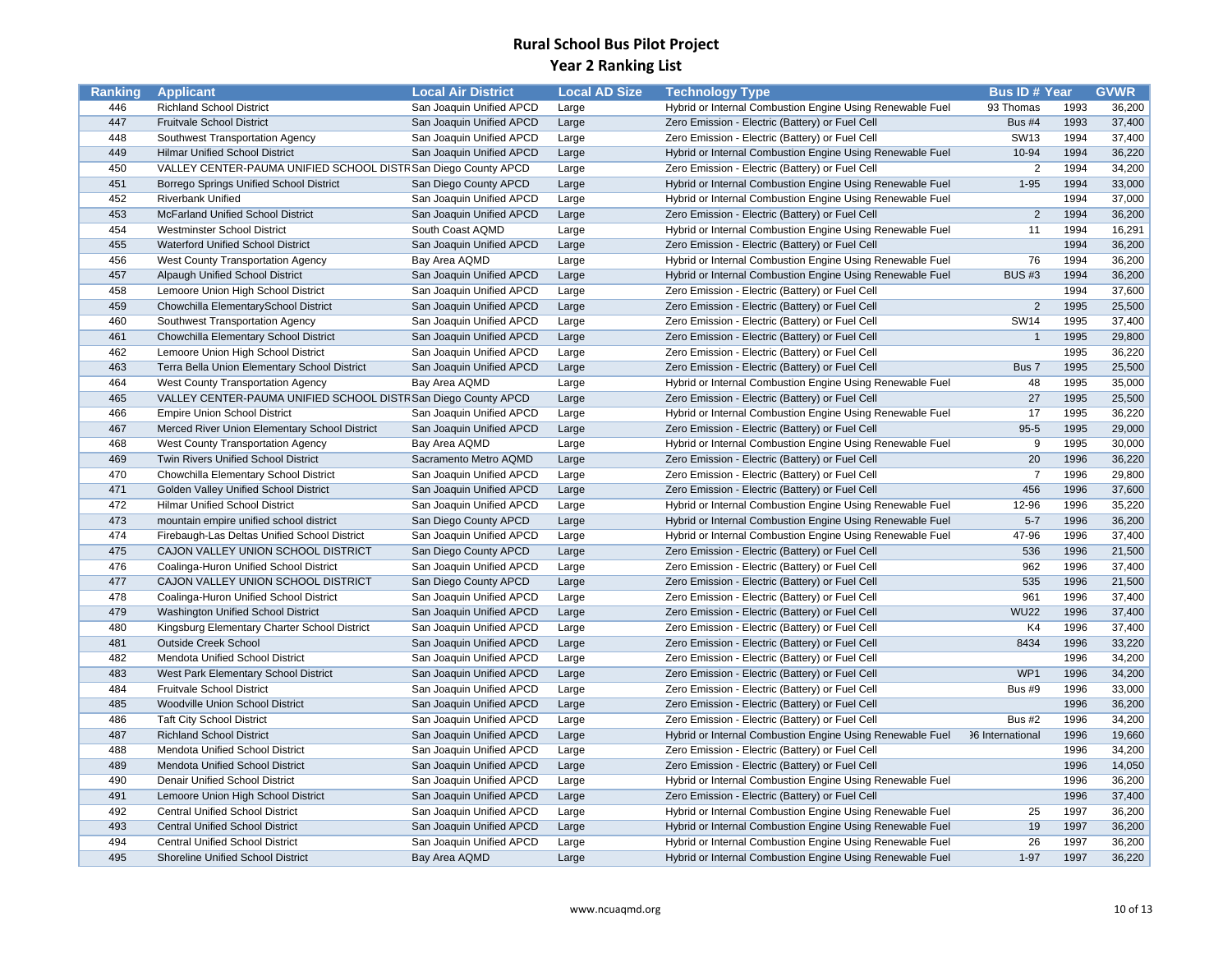# Rural School Bus Pilot Project
## Year 2 Ranking List

| Ranking | Applicant | Local Air District | Local AD Size | Technology Type | Bus ID # | Year | GVWR |
|---|---|---|---|---|---|---|---|
| 446 | Richland School District | San Joaquin Unified APCD | Large | Hybrid or Internal Combustion Engine Using Renewable Fuel | 93 Thomas | 1993 | 36,200 |
| 447 | Fruitvale School District | San Joaquin Unified APCD | Large | Zero Emission - Electric (Battery) or Fuel Cell | Bus #4 | 1993 | 37,400 |
| 448 | Southwest Transportation Agency | San Joaquin Unified APCD | Large | Zero Emission - Electric (Battery) or Fuel Cell | SW13 | 1994 | 37,400 |
| 449 | Hilmar Unified School District | San Joaquin Unified APCD | Large | Hybrid or Internal Combustion Engine Using Renewable Fuel | 10-94 | 1994 | 36,220 |
| 450 | VALLEY CENTER-PAUMA UNIFIED SCHOOL DISTR | San Diego County APCD | Large | Zero Emission - Electric (Battery) or Fuel Cell | 2 | 1994 | 34,200 |
| 451 | Borrego Springs Unified School District | San Diego County APCD | Large | Hybrid or Internal Combustion Engine Using Renewable Fuel | 1-95 | 1994 | 33,000 |
| 452 | Riverbank Unified | San Joaquin Unified APCD | Large | Hybrid or Internal Combustion Engine Using Renewable Fuel | | 1994 | 37,000 |
| 453 | McFarland Unified School District | San Joaquin Unified APCD | Large | Zero Emission - Electric (Battery) or Fuel Cell | 2 | 1994 | 36,200 |
| 454 | Westminster School District | South Coast AQMD | Large | Hybrid or Internal Combustion Engine Using Renewable Fuel | 11 | 1994 | 16,291 |
| 455 | Waterford Unified School District | San Joaquin Unified APCD | Large | Zero Emission - Electric (Battery) or Fuel Cell | | 1994 | 36,200 |
| 456 | West County Transportation Agency | Bay Area AQMD | Large | Hybrid or Internal Combustion Engine Using Renewable Fuel | 76 | 1994 | 36,200 |
| 457 | Alpaugh Unified School District | San Joaquin Unified APCD | Large | Hybrid or Internal Combustion Engine Using Renewable Fuel | BUS #3 | 1994 | 36,200 |
| 458 | Lemoore Union High School District | San Joaquin Unified APCD | Large | Zero Emission - Electric (Battery) or Fuel Cell | | 1994 | 37,600 |
| 459 | Chowchilla ElementarySchool District | San Joaquin Unified APCD | Large | Zero Emission - Electric (Battery) or Fuel Cell | 2 | 1995 | 25,500 |
| 460 | Southwest Transportation Agency | San Joaquin Unified APCD | Large | Zero Emission - Electric (Battery) or Fuel Cell | SW14 | 1995 | 37,400 |
| 461 | Chowchilla Elementary School District | San Joaquin Unified APCD | Large | Zero Emission - Electric (Battery) or Fuel Cell | 1 | 1995 | 29,800 |
| 462 | Lemoore Union High School District | San Joaquin Unified APCD | Large | Zero Emission - Electric (Battery) or Fuel Cell | | 1995 | 36,220 |
| 463 | Terra Bella Union Elementary School District | San Joaquin Unified APCD | Large | Zero Emission - Electric (Battery) or Fuel Cell | Bus 7 | 1995 | 25,500 |
| 464 | West County Transportation Agency | Bay Area AQMD | Large | Hybrid or Internal Combustion Engine Using Renewable Fuel | 48 | 1995 | 35,000 |
| 465 | VALLEY CENTER-PAUMA UNIFIED SCHOOL DISTR | San Diego County APCD | Large | Zero Emission - Electric (Battery) or Fuel Cell | 27 | 1995 | 25,500 |
| 466 | Empire Union School District | San Joaquin Unified APCD | Large | Hybrid or Internal Combustion Engine Using Renewable Fuel | 17 | 1995 | 36,220 |
| 467 | Merced River Union Elementary School District | San Joaquin Unified APCD | Large | Zero Emission - Electric (Battery) or Fuel Cell | 95-5 | 1995 | 29,000 |
| 468 | West County Transportation Agency | Bay Area AQMD | Large | Hybrid or Internal Combustion Engine Using Renewable Fuel | 9 | 1995 | 30,000 |
| 469 | Twin Rivers Unified School District | Sacramento Metro AQMD | Large | Zero Emission - Electric (Battery) or Fuel Cell | 20 | 1996 | 36,220 |
| 470 | Chowchilla Elementary School District | San Joaquin Unified APCD | Large | Zero Emission - Electric (Battery) or Fuel Cell | 7 | 1996 | 29,800 |
| 471 | Golden Valley Unified School District | San Joaquin Unified APCD | Large | Zero Emission - Electric (Battery) or Fuel Cell | 456 | 1996 | 37,600 |
| 472 | Hilmar Unified School District | San Joaquin Unified APCD | Large | Hybrid or Internal Combustion Engine Using Renewable Fuel | 12-96 | 1996 | 35,220 |
| 473 | mountain empire unified school district | San Diego County APCD | Large | Hybrid or Internal Combustion Engine Using Renewable Fuel | 5-7 | 1996 | 36,200 |
| 474 | Firebaugh-Las Deltas Unified School District | San Joaquin Unified APCD | Large | Hybrid or Internal Combustion Engine Using Renewable Fuel | 47-96 | 1996 | 37,400 |
| 475 | CAJON VALLEY UNION SCHOOL DISTRICT | San Diego County APCD | Large | Zero Emission - Electric (Battery) or Fuel Cell | 536 | 1996 | 21,500 |
| 476 | Coalinga-Huron Unified School District | San Joaquin Unified APCD | Large | Zero Emission - Electric (Battery) or Fuel Cell | 962 | 1996 | 37,400 |
| 477 | CAJON VALLEY UNION SCHOOL DISTRICT | San Diego County APCD | Large | Zero Emission - Electric (Battery) or Fuel Cell | 535 | 1996 | 21,500 |
| 478 | Coalinga-Huron Unified School District | San Joaquin Unified APCD | Large | Zero Emission - Electric (Battery) or Fuel Cell | 961 | 1996 | 37,400 |
| 479 | Washington Unified School District | San Joaquin Unified APCD | Large | Zero Emission - Electric (Battery) or Fuel Cell | WU22 | 1996 | 37,400 |
| 480 | Kingsburg Elementary Charter School District | San Joaquin Unified APCD | Large | Zero Emission - Electric (Battery) or Fuel Cell | K4 | 1996 | 37,400 |
| 481 | Outside Creek School | San Joaquin Unified APCD | Large | Zero Emission - Electric (Battery) or Fuel Cell | 8434 | 1996 | 33,220 |
| 482 | Mendota Unified School District | San Joaquin Unified APCD | Large | Zero Emission - Electric (Battery) or Fuel Cell | | 1996 | 34,200 |
| 483 | West Park Elementary School District | San Joaquin Unified APCD | Large | Zero Emission - Electric (Battery) or Fuel Cell | WP1 | 1996 | 34,200 |
| 484 | Fruitvale School District | San Joaquin Unified APCD | Large | Zero Emission - Electric (Battery) or Fuel Cell | Bus #9 | 1996 | 33,000 |
| 485 | Woodville Union School District | San Joaquin Unified APCD | Large | Zero Emission - Electric (Battery) or Fuel Cell | | 1996 | 36,200 |
| 486 | Taft City School District | San Joaquin Unified APCD | Large | Zero Emission - Electric (Battery) or Fuel Cell | Bus #2 | 1996 | 34,200 |
| 487 | Richland School District | San Joaquin Unified APCD | Large | Hybrid or Internal Combustion Engine Using Renewable Fuel | 96 International | 1996 | 19,660 |
| 488 | Mendota Unified School District | San Joaquin Unified APCD | Large | Zero Emission - Electric (Battery) or Fuel Cell | | 1996 | 34,200 |
| 489 | Mendota Unified School District | San Joaquin Unified APCD | Large | Zero Emission - Electric (Battery) or Fuel Cell | | 1996 | 14,050 |
| 490 | Denair Unified School District | San Joaquin Unified APCD | Large | Hybrid or Internal Combustion Engine Using Renewable Fuel | | 1996 | 36,200 |
| 491 | Lemoore Union High School District | San Joaquin Unified APCD | Large | Zero Emission - Electric (Battery) or Fuel Cell | | 1996 | 37,400 |
| 492 | Central Unified School District | San Joaquin Unified APCD | Large | Hybrid or Internal Combustion Engine Using Renewable Fuel | 25 | 1997 | 36,200 |
| 493 | Central Unified School District | San Joaquin Unified APCD | Large | Hybrid or Internal Combustion Engine Using Renewable Fuel | 19 | 1997 | 36,200 |
| 494 | Central Unified School District | San Joaquin Unified APCD | Large | Hybrid or Internal Combustion Engine Using Renewable Fuel | 26 | 1997 | 36,200 |
| 495 | Shoreline Unified School District | Bay Area AQMD | Large | Hybrid or Internal Combustion Engine Using Renewable Fuel | 1-97 | 1997 | 36,220 |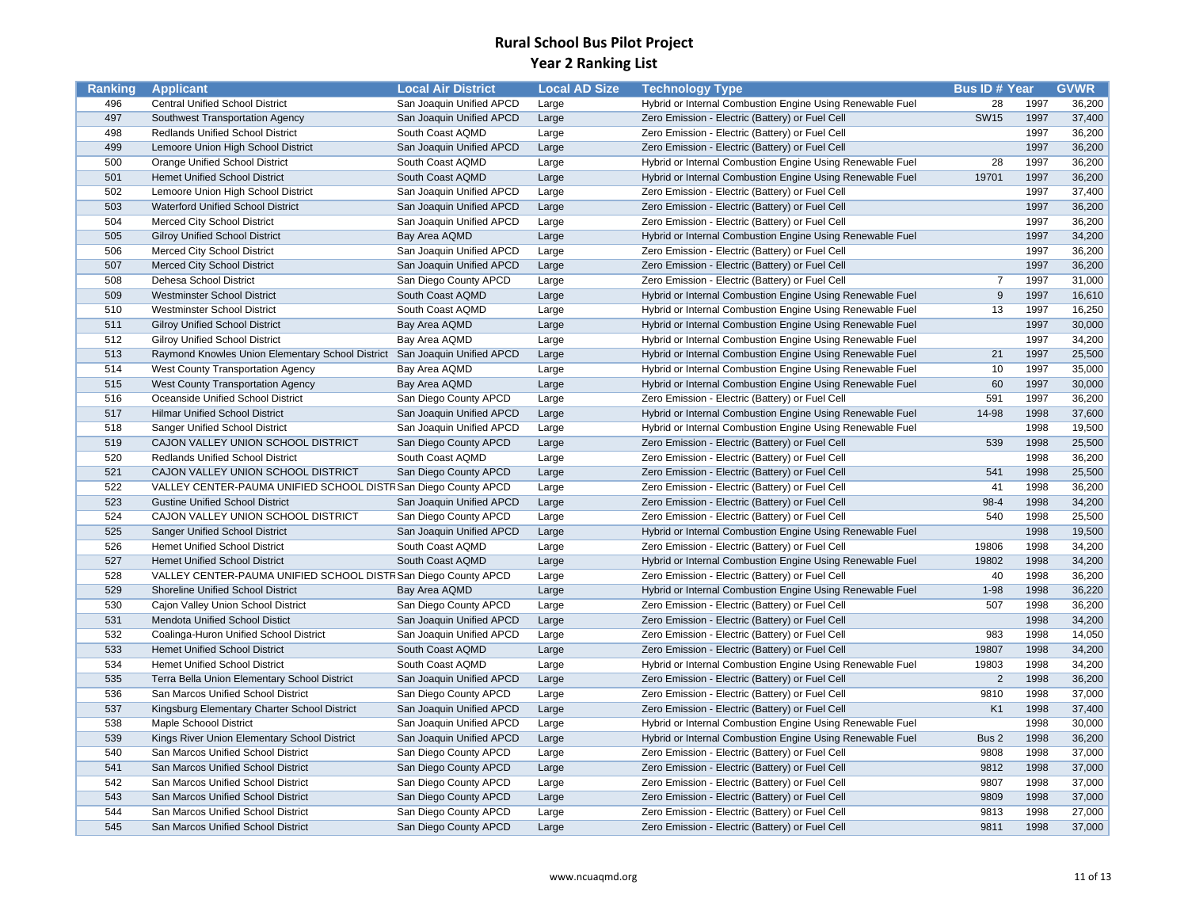# Rural School Bus Pilot Project
## Year 2 Ranking List

| Ranking | Applicant | Local Air District | Local AD Size | Technology Type | Bus ID # | Year | GVWR |
|---|---|---|---|---|---|---|---|
| 496 | Central Unified School District | San Joaquin Unified APCD | Large | Hybrid or Internal Combustion Engine Using Renewable Fuel | 28 | 1997 | 36,200 |
| 497 | Southwest Transportation Agency | San Joaquin Unified APCD | Large | Zero Emission - Electric (Battery) or Fuel Cell | SW15 | 1997 | 37,400 |
| 498 | Redlands Unified School District | South Coast AQMD | Large | Zero Emission - Electric (Battery) or Fuel Cell | | 1997 | 36,200 |
| 499 | Lemoore Union High School District | San Joaquin Unified APCD | Large | Zero Emission - Electric (Battery) or Fuel Cell | | 1997 | 36,200 |
| 500 | Orange Unified School District | South Coast AQMD | Large | Hybrid or Internal Combustion Engine Using Renewable Fuel | 28 | 1997 | 36,200 |
| 501 | Hemet Unified School District | South Coast AQMD | Large | Hybrid or Internal Combustion Engine Using Renewable Fuel | 19701 | 1997 | 36,200 |
| 502 | Lemoore Union High School District | San Joaquin Unified APCD | Large | Zero Emission - Electric (Battery) or Fuel Cell | | 1997 | 37,400 |
| 503 | Waterford Unified School District | San Joaquin Unified APCD | Large | Zero Emission - Electric (Battery) or Fuel Cell | | 1997 | 36,200 |
| 504 | Merced City School District | San Joaquin Unified APCD | Large | Zero Emission - Electric (Battery) or Fuel Cell | | 1997 | 36,200 |
| 505 | Gilroy Unified School District | Bay Area AQMD | Large | Hybrid or Internal Combustion Engine Using Renewable Fuel | | 1997 | 34,200 |
| 506 | Merced City School District | San Joaquin Unified APCD | Large | Zero Emission - Electric (Battery) or Fuel Cell | | 1997 | 36,200 |
| 507 | Merced City School District | San Joaquin Unified APCD | Large | Zero Emission - Electric (Battery) or Fuel Cell | | 1997 | 36,200 |
| 508 | Dehesa School District | San Diego County APCD | Large | Zero Emission - Electric (Battery) or Fuel Cell | 7 | 1997 | 31,000 |
| 509 | Westminster School District | South Coast AQMD | Large | Hybrid or Internal Combustion Engine Using Renewable Fuel | 9 | 1997 | 16,610 |
| 510 | Westminster School District | South Coast AQMD | Large | Hybrid or Internal Combustion Engine Using Renewable Fuel | 13 | 1997 | 16,250 |
| 511 | Gilroy Unified School District | Bay Area AQMD | Large | Hybrid or Internal Combustion Engine Using Renewable Fuel | | 1997 | 30,000 |
| 512 | Gilroy Unified School District | Bay Area AQMD | Large | Hybrid or Internal Combustion Engine Using Renewable Fuel | | 1997 | 34,200 |
| 513 | Raymond Knowles Union Elementary School District | San Joaquin Unified APCD | Large | Hybrid or Internal Combustion Engine Using Renewable Fuel | 21 | 1997 | 25,500 |
| 514 | West County Transportation Agency | Bay Area AQMD | Large | Hybrid or Internal Combustion Engine Using Renewable Fuel | 10 | 1997 | 35,000 |
| 515 | West County Transportation Agency | Bay Area AQMD | Large | Hybrid or Internal Combustion Engine Using Renewable Fuel | 60 | 1997 | 30,000 |
| 516 | Oceanside Unified School District | San Diego County APCD | Large | Zero Emission - Electric (Battery) or Fuel Cell | 591 | 1997 | 36,200 |
| 517 | Hilmar Unified School District | San Joaquin Unified APCD | Large | Hybrid or Internal Combustion Engine Using Renewable Fuel | 14-98 | 1998 | 37,600 |
| 518 | Sanger Unified School District | San Joaquin Unified APCD | Large | Hybrid or Internal Combustion Engine Using Renewable Fuel | | 1998 | 19,500 |
| 519 | CAJON VALLEY UNION SCHOOL DISTRICT | San Diego County APCD | Large | Zero Emission - Electric (Battery) or Fuel Cell | 539 | 1998 | 25,500 |
| 520 | Redlands Unified School District | South Coast AQMD | Large | Zero Emission - Electric (Battery) or Fuel Cell | | 1998 | 36,200 |
| 521 | CAJON VALLEY UNION SCHOOL DISTRICT | San Diego County APCD | Large | Zero Emission - Electric (Battery) or Fuel Cell | 541 | 1998 | 25,500 |
| 522 | VALLEY CENTER-PAUMA UNIFIED SCHOOL DISTR | San Diego County APCD | Large | Zero Emission - Electric (Battery) or Fuel Cell | 41 | 1998 | 36,200 |
| 523 | Gustine Unified School District | San Joaquin Unified APCD | Large | Zero Emission - Electric (Battery) or Fuel Cell | 98-4 | 1998 | 34,200 |
| 524 | CAJON VALLEY UNION SCHOOL DISTRICT | San Diego County APCD | Large | Zero Emission - Electric (Battery) or Fuel Cell | 540 | 1998 | 25,500 |
| 525 | Sanger Unified School District | San Joaquin Unified APCD | Large | Hybrid or Internal Combustion Engine Using Renewable Fuel | | 1998 | 19,500 |
| 526 | Hemet Unified School District | South Coast AQMD | Large | Zero Emission - Electric (Battery) or Fuel Cell | 19806 | 1998 | 34,200 |
| 527 | Hemet Unified School District | South Coast AQMD | Large | Hybrid or Internal Combustion Engine Using Renewable Fuel | 19802 | 1998 | 34,200 |
| 528 | VALLEY CENTER-PAUMA UNIFIED SCHOOL DISTR | San Diego County APCD | Large | Zero Emission - Electric (Battery) or Fuel Cell | 40 | 1998 | 36,200 |
| 529 | Shoreline Unified School District | Bay Area AQMD | Large | Hybrid or Internal Combustion Engine Using Renewable Fuel | 1-98 | 1998 | 36,220 |
| 530 | Cajon Valley Union School District | San Diego County APCD | Large | Zero Emission - Electric (Battery) or Fuel Cell | 507 | 1998 | 36,200 |
| 531 | Mendota Unified School Distict | San Joaquin Unified APCD | Large | Zero Emission - Electric (Battery) or Fuel Cell | | 1998 | 34,200 |
| 532 | Coalinga-Huron Unified School District | San Joaquin Unified APCD | Large | Zero Emission - Electric (Battery) or Fuel Cell | 983 | 1998 | 14,050 |
| 533 | Hemet Unified School District | South Coast AQMD | Large | Zero Emission - Electric (Battery) or Fuel Cell | 19807 | 1998 | 34,200 |
| 534 | Hemet Unified School District | South Coast AQMD | Large | Hybrid or Internal Combustion Engine Using Renewable Fuel | 19803 | 1998 | 34,200 |
| 535 | Terra Bella Union Elementary School District | San Joaquin Unified APCD | Large | Zero Emission - Electric (Battery) or Fuel Cell | 2 | 1998 | 36,200 |
| 536 | San Marcos Unified School District | San Diego County APCD | Large | Zero Emission - Electric (Battery) or Fuel Cell | 9810 | 1998 | 37,000 |
| 537 | Kingsburg Elementary Charter School District | San Joaquin Unified APCD | Large | Zero Emission - Electric (Battery) or Fuel Cell | K1 | 1998 | 37,400 |
| 538 | Maple Schoool District | San Joaquin Unified APCD | Large | Hybrid or Internal Combustion Engine Using Renewable Fuel | | 1998 | 30,000 |
| 539 | Kings River Union Elementary School District | San Joaquin Unified APCD | Large | Hybrid or Internal Combustion Engine Using Renewable Fuel | Bus 2 | 1998 | 36,200 |
| 540 | San Marcos Unified School District | San Diego County APCD | Large | Zero Emission - Electric (Battery) or Fuel Cell | 9808 | 1998 | 37,000 |
| 541 | San Marcos Unified School District | San Diego County APCD | Large | Zero Emission - Electric (Battery) or Fuel Cell | 9812 | 1998 | 37,000 |
| 542 | San Marcos Unified School District | San Diego County APCD | Large | Zero Emission - Electric (Battery) or Fuel Cell | 9807 | 1998 | 37,000 |
| 543 | San Marcos Unified School District | San Diego County APCD | Large | Zero Emission - Electric (Battery) or Fuel Cell | 9809 | 1998 | 37,000 |
| 544 | San Marcos Unified School District | San Diego County APCD | Large | Zero Emission - Electric (Battery) or Fuel Cell | 9813 | 1998 | 27,000 |
| 545 | San Marcos Unified School District | San Diego County APCD | Large | Zero Emission - Electric (Battery) or Fuel Cell | 9811 | 1998 | 37,000 |

www.ncuaqmd.org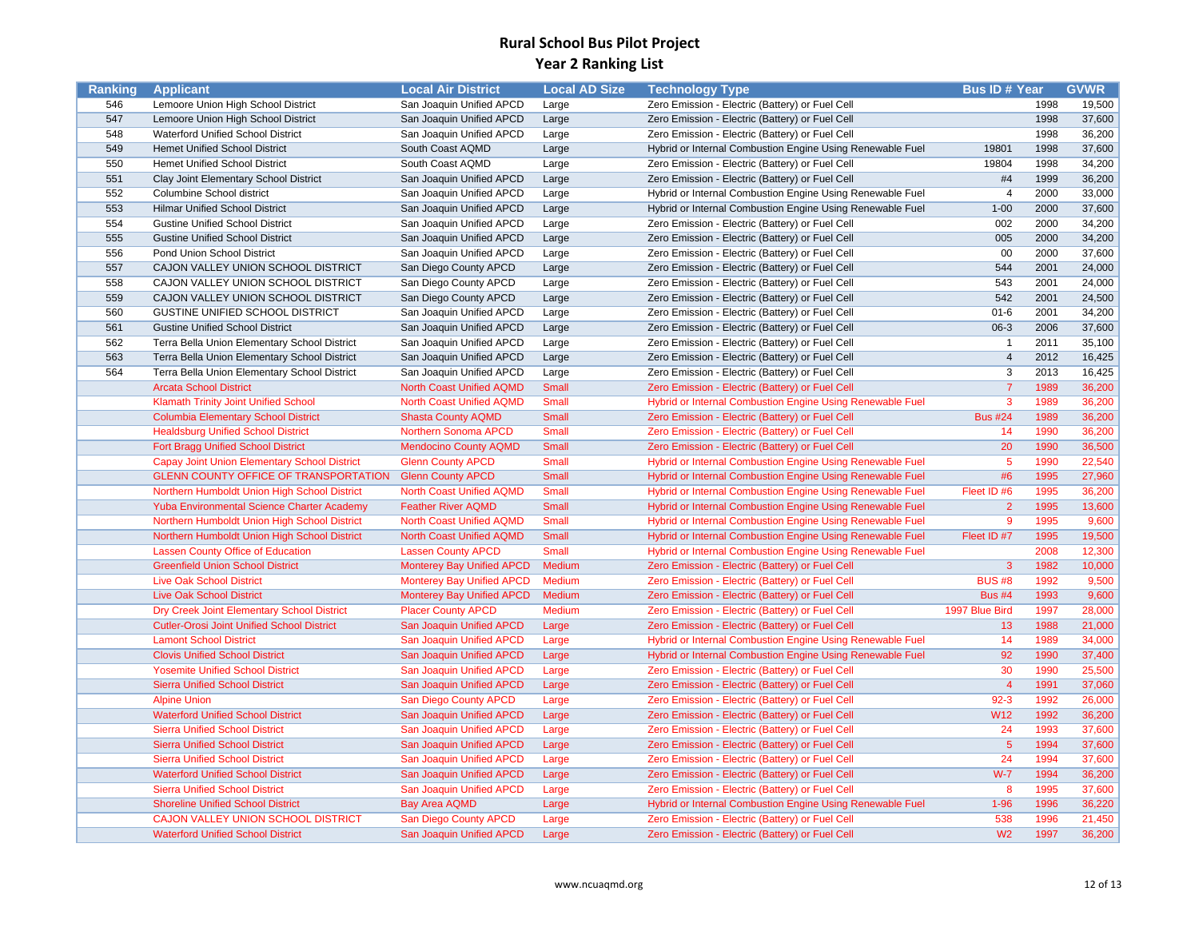# Rural School Bus Pilot Project
## Year 2 Ranking List

| Ranking | Applicant | Local Air District | Local AD Size | Technology Type | Bus ID # | Year | GVWR |
|---|---|---|---|---|---|---|---|
| 546 | Lemoore Union High School District | San Joaquin Unified APCD | Large | Zero Emission - Electric (Battery) or Fuel Cell | | 1998 | 19,500 |
| 547 | Lemoore Union High School District | San Joaquin Unified APCD | Large | Zero Emission - Electric (Battery) or Fuel Cell | | 1998 | 37,600 |
| 548 | Waterford Unified School District | San Joaquin Unified APCD | Large | Zero Emission - Electric (Battery) or Fuel Cell | | 1998 | 36,200 |
| 549 | Hemet Unified School District | South Coast AQMD | Large | Hybrid or Internal Combustion Engine Using Renewable Fuel | 19801 | 1998 | 37,600 |
| 550 | Hemet Unified School District | South Coast AQMD | Large | Zero Emission - Electric (Battery) or Fuel Cell | 19804 | 1998 | 34,200 |
| 551 | Clay Joint Elementary School District | San Joaquin Unified APCD | Large | Zero Emission - Electric (Battery) or Fuel Cell | #4 | 1999 | 36,200 |
| 552 | Columbine School district | San Joaquin Unified APCD | Large | Hybrid or Internal Combustion Engine Using Renewable Fuel | 4 | 2000 | 33,000 |
| 553 | Hilmar Unified School District | San Joaquin Unified APCD | Large | Hybrid or Internal Combustion Engine Using Renewable Fuel | 1-00 | 2000 | 37,600 |
| 554 | Gustine Unified School District | San Joaquin Unified APCD | Large | Zero Emission - Electric (Battery) or Fuel Cell | 002 | 2000 | 34,200 |
| 555 | Gustine Unified School District | San Joaquin Unified APCD | Large | Zero Emission - Electric (Battery) or Fuel Cell | 005 | 2000 | 34,200 |
| 556 | Pond Union School District | San Joaquin Unified APCD | Large | Zero Emission - Electric (Battery) or Fuel Cell | 00 | 2000 | 37,600 |
| 557 | CAJON VALLEY UNION SCHOOL DISTRICT | San Diego County APCD | Large | Zero Emission - Electric (Battery) or Fuel Cell | 544 | 2001 | 24,000 |
| 558 | CAJON VALLEY UNION SCHOOL DISTRICT | San Diego County APCD | Large | Zero Emission - Electric (Battery) or Fuel Cell | 543 | 2001 | 24,000 |
| 559 | CAJON VALLEY UNION SCHOOL DISTRICT | San Diego County APCD | Large | Zero Emission - Electric (Battery) or Fuel Cell | 542 | 2001 | 24,500 |
| 560 | GUSTINE UNIFIED SCHOOL DISTRICT | San Joaquin Unified APCD | Large | Zero Emission - Electric (Battery) or Fuel Cell | 01-6 | 2001 | 34,200 |
| 561 | Gustine Unified School District | San Joaquin Unified APCD | Large | Zero Emission - Electric (Battery) or Fuel Cell | 06-3 | 2006 | 37,600 |
| 562 | Terra Bella Union Elementary School District | San Joaquin Unified APCD | Large | Zero Emission - Electric (Battery) or Fuel Cell | 1 | 2011 | 35,100 |
| 563 | Terra Bella Union Elementary School District | San Joaquin Unified APCD | Large | Zero Emission - Electric (Battery) or Fuel Cell | 4 | 2012 | 16,425 |
| 564 | Terra Bella Union Elementary School District | San Joaquin Unified APCD | Large | Zero Emission - Electric (Battery) or Fuel Cell | 3 | 2013 | 16,425 |
| | Arcata School District | North Coast Unified AQMD | Small | Zero Emission - Electric (Battery) or Fuel Cell | 7 | 1989 | 36,200 |
| | Klamath Trinity Joint Unified School | North Coast Unified AQMD | Small | Hybrid or Internal Combustion Engine Using Renewable Fuel | 3 | 1989 | 36,200 |
| | Columbia Elementary School District | Shasta County AQMD | Small | Zero Emission - Electric (Battery) or Fuel Cell | Bus #24 | 1989 | 36,200 |
| | Healdsburg Unified School District | Northern Sonoma APCD | Small | Zero Emission - Electric (Battery) or Fuel Cell | 14 | 1990 | 36,200 |
| | Fort Bragg Unified School District | Mendocino County AQMD | Small | Zero Emission - Electric (Battery) or Fuel Cell | 20 | 1990 | 36,500 |
| | Capay Joint Union Elementary School District | Glenn County APCD | Small | Hybrid or Internal Combustion Engine Using Renewable Fuel | 5 | 1990 | 22,540 |
| | GLENN COUNTY OFFICE OF TRANSPORTATION | Glenn County APCD | Small | Hybrid or Internal Combustion Engine Using Renewable Fuel | #6 | 1995 | 27,960 |
| | Northern Humboldt Union High School District | North Coast Unified AQMD | Small | Hybrid or Internal Combustion Engine Using Renewable Fuel | Fleet ID #6 | 1995 | 36,200 |
| | Yuba Environmental Science Charter Academy | Feather River AQMD | Small | Hybrid or Internal Combustion Engine Using Renewable Fuel | 2 | 1995 | 13,600 |
| | Northern Humboldt Union High School District | North Coast Unified AQMD | Small | Hybrid or Internal Combustion Engine Using Renewable Fuel | 9 | 1995 | 9,600 |
| | Northern Humboldt Union High School District | North Coast Unified AQMD | Small | Hybrid or Internal Combustion Engine Using Renewable Fuel | Fleet ID #7 | 1995 | 19,500 |
| | Lassen County Office of Education | Lassen County APCD | Small | Hybrid or Internal Combustion Engine Using Renewable Fuel | | 2008 | 12,300 |
| | Greenfield Union School District | Monterey Bay Unified APCD | Medium | Zero Emission - Electric (Battery) or Fuel Cell | 3 | 1982 | 10,000 |
| | Live Oak School District | Monterey Bay Unified APCD | Medium | Zero Emission - Electric (Battery) or Fuel Cell | BUS #8 | 1992 | 9,500 |
| | Live Oak School District | Monterey Bay Unified APCD | Medium | Zero Emission - Electric (Battery) or Fuel Cell | Bus #4 | 1993 | 9,600 |
| | Dry Creek Joint Elementary School District | Placer County APCD | Medium | Zero Emission - Electric (Battery) or Fuel Cell | 1997 Blue Bird | 1997 | 28,000 |
| | Cutler-Orosi Joint Unified School District | San Joaquin Unified APCD | Large | Zero Emission - Electric (Battery) or Fuel Cell | 13 | 1988 | 21,000 |
| | Lamont School District | San Joaquin Unified APCD | Large | Hybrid or Internal Combustion Engine Using Renewable Fuel | 14 | 1989 | 34,000 |
| | Clovis Unified School District | San Joaquin Unified APCD | Large | Hybrid or Internal Combustion Engine Using Renewable Fuel | 92 | 1990 | 37,400 |
| | Yosemite Unified School District | San Joaquin Unified APCD | Large | Zero Emission - Electric (Battery) or Fuel Cell | 30 | 1990 | 25,500 |
| | Sierra Unified School District | San Joaquin Unified APCD | Large | Zero Emission - Electric (Battery) or Fuel Cell | 4 | 1991 | 37,060 |
| | Alpine Union | San Diego County APCD | Large | Zero Emission - Electric (Battery) or Fuel Cell | 92-3 | 1992 | 26,000 |
| | Waterford Unified School District | San Joaquin Unified APCD | Large | Zero Emission - Electric (Battery) or Fuel Cell | W12 | 1992 | 36,200 |
| | Sierra Unified School District | San Joaquin Unified APCD | Large | Zero Emission - Electric (Battery) or Fuel Cell | 24 | 1993 | 37,600 |
| | Sierra Unified School District | San Joaquin Unified APCD | Large | Zero Emission - Electric (Battery) or Fuel Cell | 5 | 1994 | 37,600 |
| | Sierra Unified School District | San Joaquin Unified APCD | Large | Zero Emission - Electric (Battery) or Fuel Cell | 24 | 1994 | 37,600 |
| | Waterford Unified School District | San Joaquin Unified APCD | Large | Zero Emission - Electric (Battery) or Fuel Cell | W-7 | 1994 | 36,200 |
| | Sierra Unified School District | San Joaquin Unified APCD | Large | Zero Emission - Electric (Battery) or Fuel Cell | 8 | 1995 | 37,600 |
| | Shoreline Unified School District | Bay Area AQMD | Large | Hybrid or Internal Combustion Engine Using Renewable Fuel | 1-96 | 1996 | 36,220 |
| | CAJON VALLEY UNION SCHOOL DISTRICT | San Diego County APCD | Large | Zero Emission - Electric (Battery) or Fuel Cell | 538 | 1996 | 21,450 |
| | Waterford Unified School District | San Joaquin Unified APCD | Large | Zero Emission - Electric (Battery) or Fuel Cell | W2 | 1997 | 36,200 |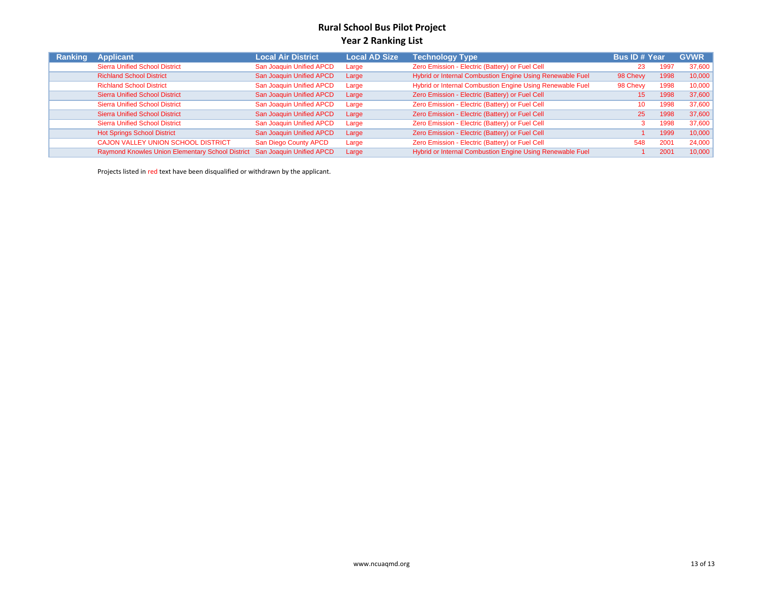# Rural School Bus Pilot Project

## Year 2 Ranking List

| Ranking | Applicant | Local Air District | Local AD Size | Technology Type | Bus ID # | Year | GVWR |
|---|---|---|---|---|---|---|---|
| | Sierra Unified School District | San Joaquin Unified APCD | Large | Zero Emission - Electric (Battery) or Fuel Cell | 23 | 1997 | 37,600 |
| | Richland School District | San Joaquin Unified APCD | Large | Hybrid or Internal Combustion Engine Using Renewable Fuel | 98 Chevy | 1998 | 10,000 |
| | Richland School District | San Joaquin Unified APCD | Large | Hybrid or Internal Combustion Engine Using Renewable Fuel | 98 Chevy | 1998 | 10,000 |
| | Sierra Unified School District | San Joaquin Unified APCD | Large | Zero Emission - Electric (Battery) or Fuel Cell | 15 | 1998 | 37,600 |
| | Sierra Unified School District | San Joaquin Unified APCD | Large | Zero Emission - Electric (Battery) or Fuel Cell | 10 | 1998 | 37,600 |
| | Sierra Unified School District | San Joaquin Unified APCD | Large | Zero Emission - Electric (Battery) or Fuel Cell | 25 | 1998 | 37,600 |
| | Sierra Unified School District | San Joaquin Unified APCD | Large | Zero Emission - Electric (Battery) or Fuel Cell | 3 | 1998 | 37,600 |
| | Hot Springs School District | San Joaquin Unified APCD | Large | Zero Emission - Electric (Battery) or Fuel Cell | 1 | 1999 | 10,000 |
| | CAJON VALLEY UNION SCHOOL DISTRICT | San Diego County APCD | Large | Zero Emission - Electric (Battery) or Fuel Cell | 548 | 2001 | 24,000 |
| | Raymond Knowles Union Elementary School District | San Joaquin Unified APCD | Large | Hybrid or Internal Combustion Engine Using Renewable Fuel | 1 | 2001 | 10,000 |

Projects listed in red text have been disqualified or withdrawn by the applicant.

www.ncuaqmd.org